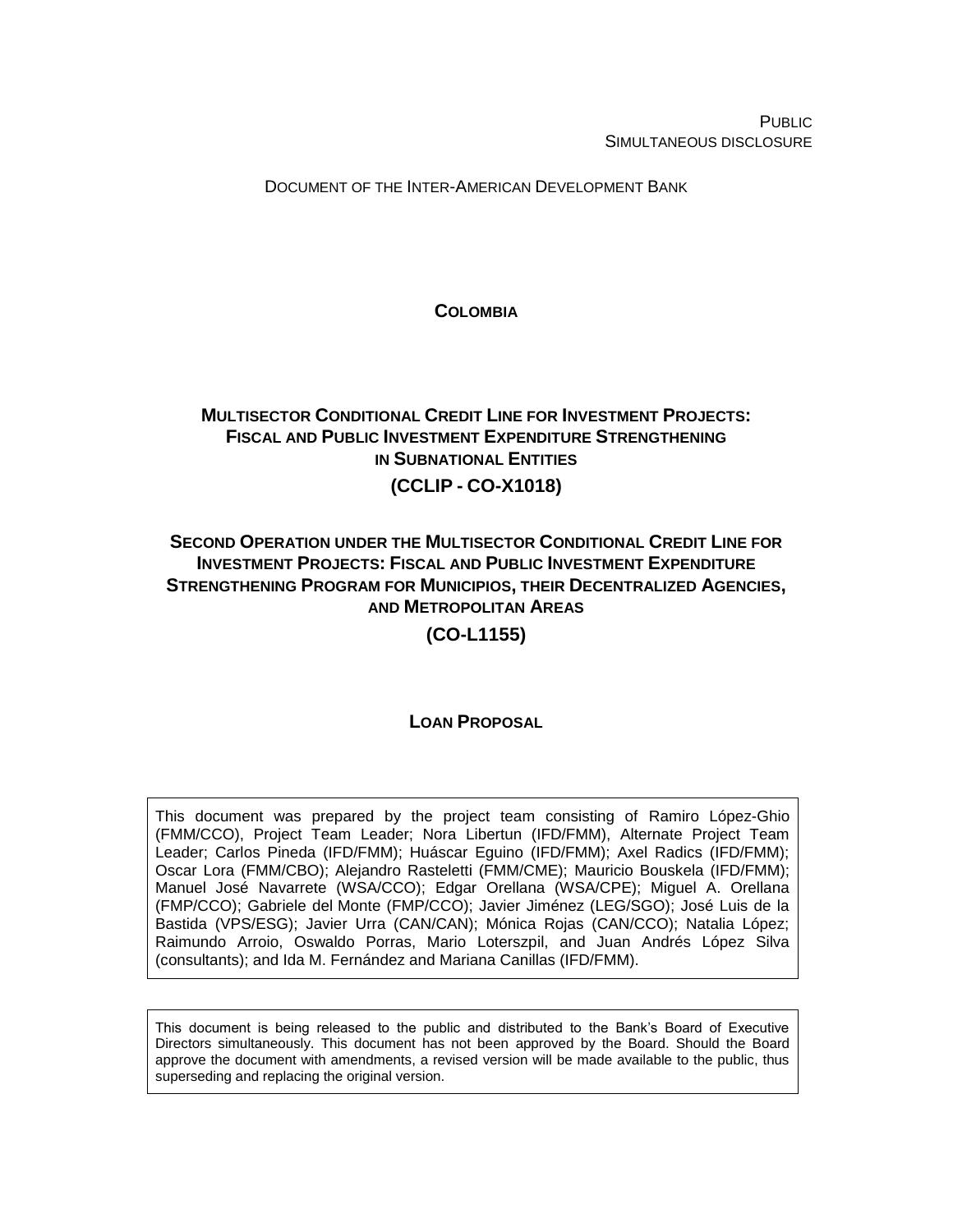PUBLIC
SIMULTANEOUS DISCLOSURE

DOCUMENT OF THE INTER-AMERICAN DEVELOPMENT BANK

**COLOMBIA**

# MULTISECTOR CONDITIONAL CREDIT LINE FOR INVESTMENT PROJECTS: FISCAL AND PUBLIC INVESTMENT EXPENDITURE STRENGTHENING IN SUBNATIONAL ENTITIES

**(CCLIP - CO-X1018)**

## SECOND OPERATION UNDER THE MULTISECTOR CONDITIONAL CREDIT LINE FOR INVESTMENT PROJECTS: FISCAL AND PUBLIC INVESTMENT EXPENDITURE STRENGTHENING PROGRAM FOR MUNICIPIOS, THEIR DECENTRALIZED AGENCIES, AND METROPOLITAN AREAS

**(CO-L1155)**

**LOAN PROPOSAL**

This document was prepared by the project team consisting of Ramiro López-Ghio (FMM/CCO), Project Team Leader; Nora Libertun (IFD/FMM), Alternate Project Team Leader; Carlos Pineda (IFD/FMM); Huáscar Eguino (IFD/FMM); Axel Radics (IFD/FMM); Oscar Lora (FMM/CBO); Alejandro Rasteletti (FMM/CME); Mauricio Bouskela (IFD/FMM); Manuel José Navarrete (WSA/CCO); Edgar Orellana (WSA/CPE); Miguel A. Orellana (FMP/CCO); Gabriele del Monte (FMP/CCO); Javier Jiménez (LEG/SGO); José Luis de la Bastida (VPS/ESG); Javier Urra (CAN/CAN); Mónica Rojas (CAN/CCO); Natalia López; Raimundo Arroio, Oswaldo Porras, Mario Loterszpil, and Juan Andrés López Silva (consultants); and Ida M. Fernández and Mariana Canillas (IFD/FMM).

This document is being released to the public and distributed to the Bank's Board of Executive Directors simultaneously. This document has not been approved by the Board. Should the Board approve the document with amendments, a revised version will be made available to the public, thus superseding and replacing the original version.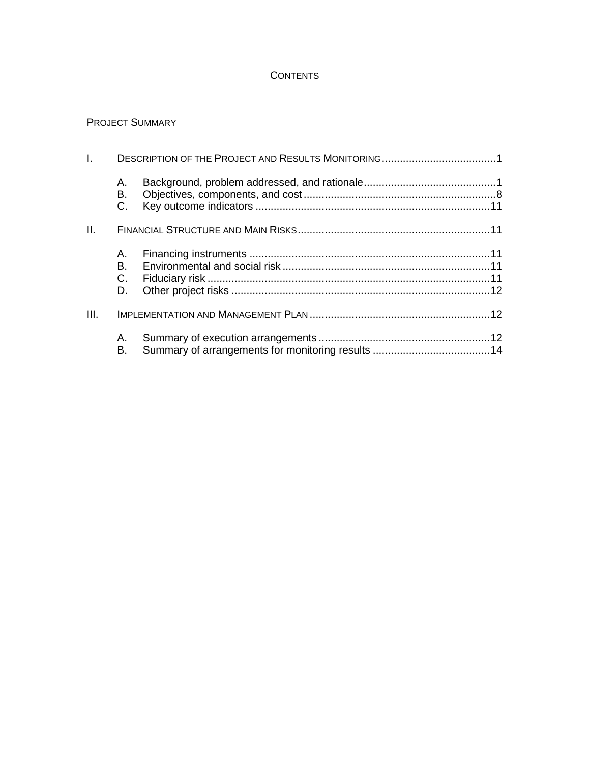# CONTENTS

PROJECT SUMMARY

I. DESCRIPTION OF THE PROJECT AND RESULTS MONITORING ..... 1

- A. Background, problem addressed, and rationale ..... 1
- B. Objectives, components, and cost ..... 8
- C. Key outcome indicators ..... 11

II. FINANCIAL STRUCTURE AND MAIN RISKS ..... 11

- A. Financing instruments ..... 11
- B. Environmental and social risk ..... 11
- C. Fiduciary risk ..... 11
- D. Other project risks ..... 12

III. IMPLEMENTATION AND MANAGEMENT PLAN ..... 12

- A. Summary of execution arrangements ..... 12
- B. Summary of arrangements for monitoring results ..... 14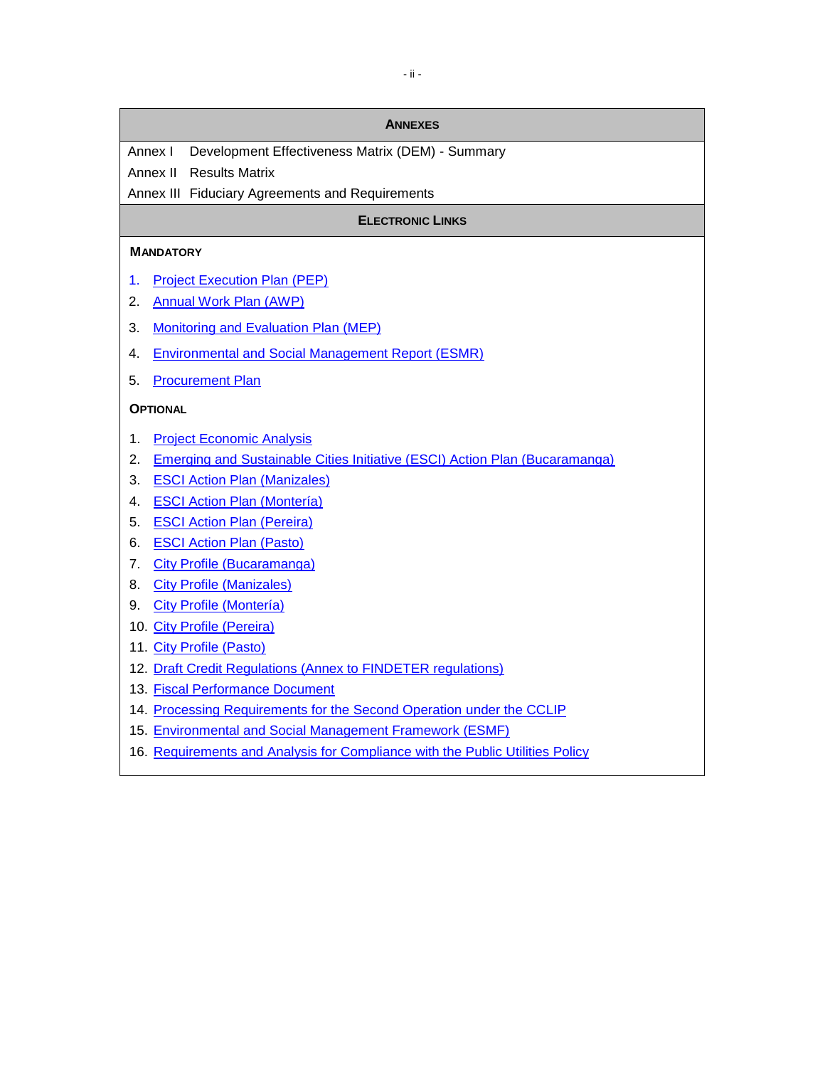## ANNEXES

| | |
|---|---|
| Annex I | Development Effectiveness Matrix (DEM) - Summary |
| Annex II | Results Matrix |
| Annex III | Fiduciary Agreements and Requirements |

## ELECTRONIC LINKS

### MANDATORY

1. Project Execution Plan (PEP)
2. Annual Work Plan (AWP)
3. Monitoring and Evaluation Plan (MEP)
4. Environmental and Social Management Report (ESMR)
5. Procurement Plan

### OPTIONAL

1. Project Economic Analysis
2. Emerging and Sustainable Cities Initiative (ESCI) Action Plan (Bucaramanga)
3. ESCI Action Plan (Manizales)
4. ESCI Action Plan (Montería)
5. ESCI Action Plan (Pereira)
6. ESCI Action Plan (Pasto)
7. City Profile (Bucaramanga)
8. City Profile (Manizales)
9. City Profile (Montería)
10. City Profile (Pereira)
11. City Profile (Pasto)
12. Draft Credit Regulations (Annex to FINDETER regulations)
13. Fiscal Performance Document
14. Processing Requirements for the Second Operation under the CCLIP
15. Environmental and Social Management Framework (ESMF)
16. Requirements and Analysis for Compliance with the Public Utilities Policy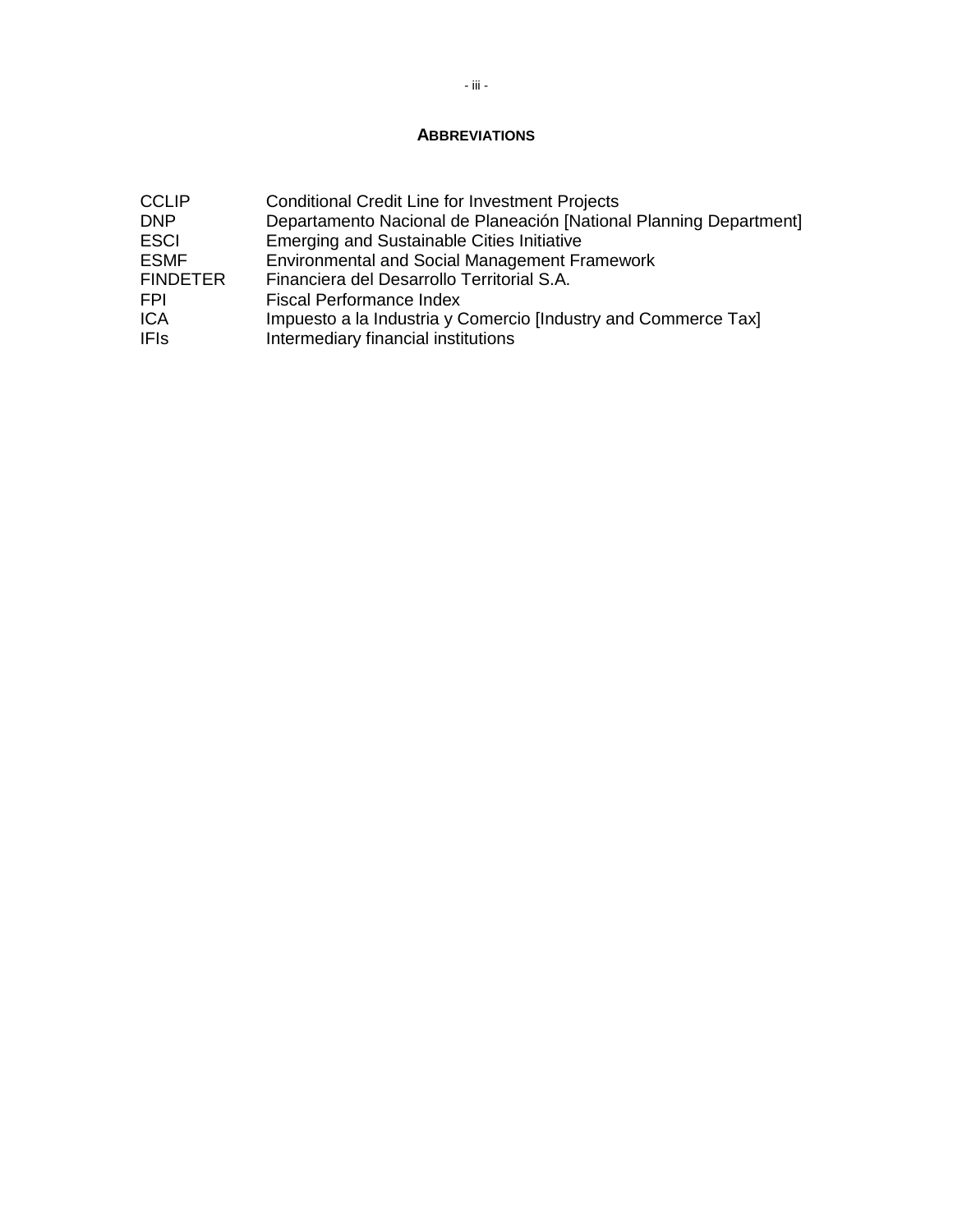## ABBREVIATIONS

| | |
|---|---|
| CCLIP | Conditional Credit Line for Investment Projects |
| DNP | Departamento Nacional de Planeación [National Planning Department] |
| ESCI | Emerging and Sustainable Cities Initiative |
| ESMF | Environmental and Social Management Framework |
| FINDETER | Financiera del Desarrollo Territorial S.A. |
| FPI | Fiscal Performance Index |
| ICA | Impuesto a la Industria y Comercio [Industry and Commerce Tax] |
| IFIs | Intermediary financial institutions |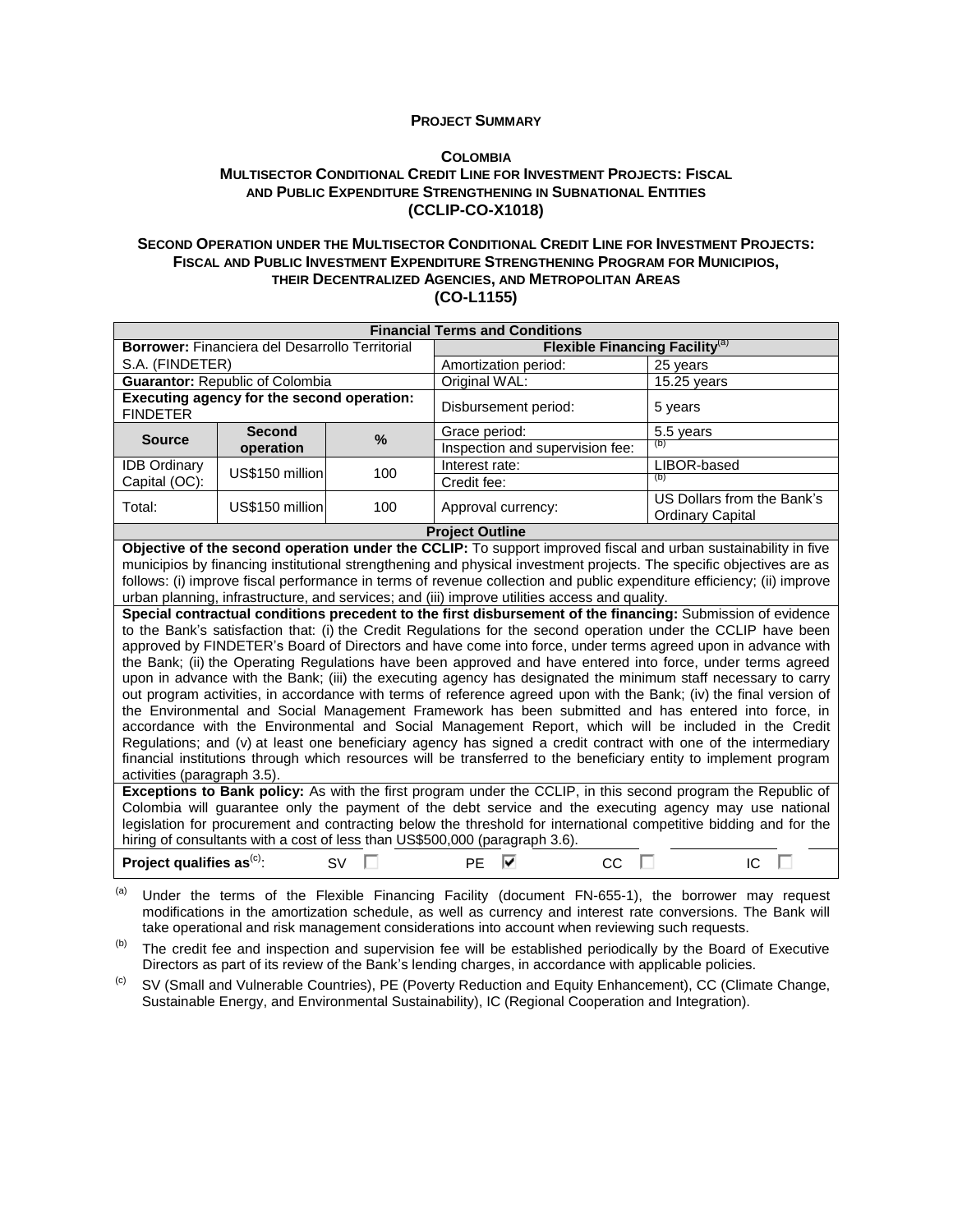**PROJECT SUMMARY**

**COLOMBIA**
**MULTISECTOR CONDITIONAL CREDIT LINE FOR INVESTMENT PROJECTS: FISCAL AND PUBLIC EXPENDITURE STRENGTHENING IN SUBNATIONAL ENTITIES**
**(CCLIP-CO-X1018)**

**SECOND OPERATION UNDER THE MULTISECTOR CONDITIONAL CREDIT LINE FOR INVESTMENT PROJECTS: FISCAL AND PUBLIC INVESTMENT EXPENDITURE STRENGTHENING PROGRAM FOR MUNICIPIOS, THEIR DECENTRALIZED AGENCIES, AND METROPOLITAN AREAS**
**(CO-L1155)**

| **Financial Terms and Conditions** | | | | |
|---|---|---|---|---|
| **Borrower:** Financiera del Desarrollo Territorial S.A. (FINDETER) | | | **Flexible Financing Facility**[a] | |
| | | | Amortization period: | 25 years |
| **Guarantor:** Republic of Colombia | | | Original WAL: | 15.25 years |
| **Executing agency for the second operation:** FINDETER | | | Disbursement period: | 5 years |
| **Source** | **Second operation** | **%** | Grace period: | 5.5 years |
| | | | Inspection and supervision fee: | [b] |
| IDB Ordinary Capital (OC): | US$150 million | 100 | Interest rate: | LIBOR-based |
| | | | Credit fee: | [b] |
| Total: | US$150 million | 100 | Approval currency: | US Dollars from the Bank's Ordinary Capital |

**Project Outline**

**Objective of the second operation under the CCLIP:** To support improved fiscal and urban sustainability in five municipios by financing institutional strengthening and physical investment projects. The specific objectives are as follows: (i) improve fiscal performance in terms of revenue collection and public expenditure efficiency; (ii) improve urban planning, infrastructure, and services; and (iii) improve utilities access and quality.

**Special contractual conditions precedent to the first disbursement of the financing:** Submission of evidence to the Bank's satisfaction that: (i) the Credit Regulations for the second operation under the CCLIP have been approved by FINDETER's Board of Directors and have come into force, under terms agreed upon in advance with the Bank; (ii) the Operating Regulations have been approved and have entered into force, under terms agreed upon in advance with the Bank; (iii) the executing agency has designated the minimum staff necessary to carry out program activities, in accordance with terms of reference agreed upon with the Bank; (iv) the final version of the Environmental and Social Management Framework has been submitted and has entered into force, in accordance with the Environmental and Social Management Report, which will be included in the Credit Regulations; and (v) at least one beneficiary agency has signed a credit contract with one of the intermediary financial institutions through which resources will be transferred to the beneficiary entity to implement program activities (paragraph 3.5).

**Exceptions to Bank policy:** As with the first program under the CCLIP, in this second program the Republic of Colombia will guarantee only the payment of the debt service and the executing agency may use national legislation for procurement and contracting below the threshold for international competitive bidding and for the hiring of consultants with a cost of less than US$500,000 (paragraph 3.6).

**Project qualifies as**[c]: SV ☐ PE ☑ CC ☐ IC ☐

[a] Under the terms of the Flexible Financing Facility (document FN-655-1), the borrower may request modifications in the amortization schedule, as well as currency and interest rate conversions. The Bank will take operational and risk management considerations into account when reviewing such requests.

[b] The credit fee and inspection and supervision fee will be established periodically by the Board of Executive Directors as part of its review of the Bank's lending charges, in accordance with applicable policies.

[c] SV (Small and Vulnerable Countries), PE (Poverty Reduction and Equity Enhancement), CC (Climate Change, Sustainable Energy, and Environmental Sustainability), IC (Regional Cooperation and Integration).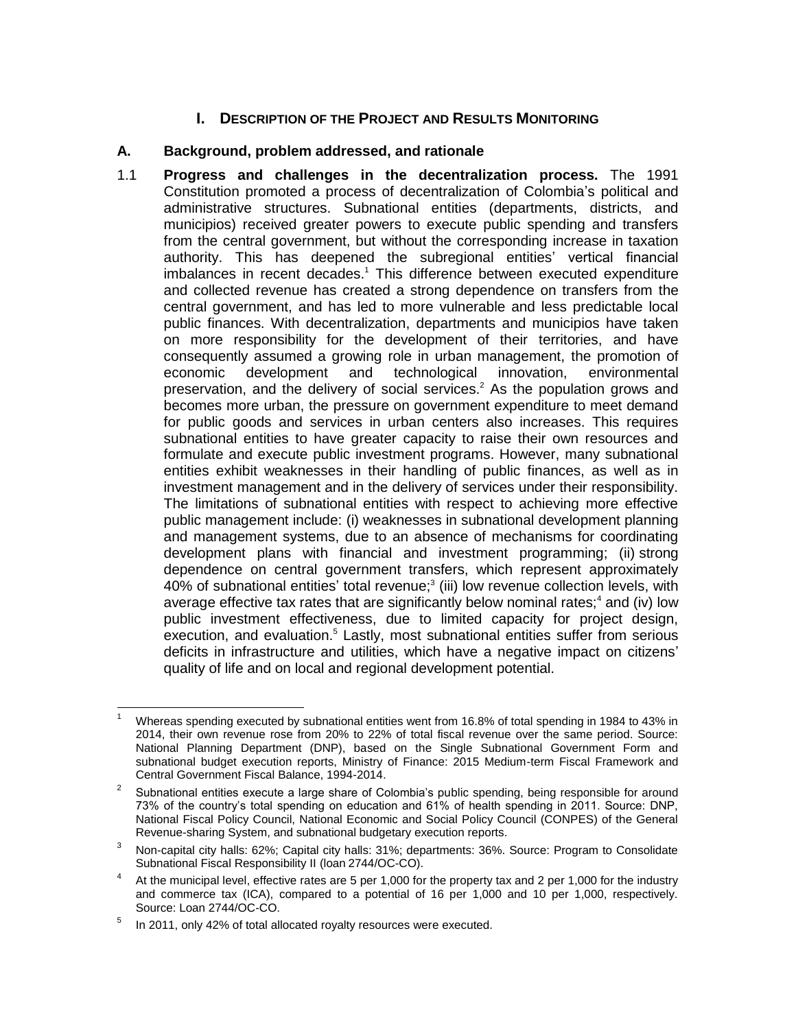## I. DESCRIPTION OF THE PROJECT AND RESULTS MONITORING

### A. Background, problem addressed, and rationale

1.1 **Progress and challenges in the decentralization process.** The 1991 Constitution promoted a process of decentralization of Colombia's political and administrative structures. Subnational entities (departments, districts, and municipios) received greater powers to execute public spending and transfers from the central government, but without the corresponding increase in taxation authority. This has deepened the subregional entities' vertical financial imbalances in recent decades.[1] This difference between executed expenditure and collected revenue has created a strong dependence on transfers from the central government, and has led to more vulnerable and less predictable local public finances. With decentralization, departments and municipios have taken on more responsibility for the development of their territories, and have consequently assumed a growing role in urban management, the promotion of economic development and technological innovation, environmental preservation, and the delivery of social services.[2] As the population grows and becomes more urban, the pressure on government expenditure to meet demand for public goods and services in urban centers also increases. This requires subnational entities to have greater capacity to raise their own resources and formulate and execute public investment programs. However, many subnational entities exhibit weaknesses in their handling of public finances, as well as in investment management and in the delivery of services under their responsibility. The limitations of subnational entities with respect to achieving more effective public management include: (i) weaknesses in subnational development planning and management systems, due to an absence of mechanisms for coordinating development plans with financial and investment programming; (ii) strong dependence on central government transfers, which represent approximately 40% of subnational entities' total revenue;[3] (iii) low revenue collection levels, with average effective tax rates that are significantly below nominal rates;[4] and (iv) low public investment effectiveness, due to limited capacity for project design, execution, and evaluation.[5] Lastly, most subnational entities suffer from serious deficits in infrastructure and utilities, which have a negative impact on citizens' quality of life and on local and regional development potential.

---

[1] Whereas spending executed by subnational entities went from 16.8% of total spending in 1984 to 43% in 2014, their own revenue rose from 20% to 22% of total fiscal revenue over the same period. Source: National Planning Department (DNP), based on the Single Subnational Government Form and subnational budget execution reports, Ministry of Finance: 2015 Medium-term Fiscal Framework and Central Government Fiscal Balance, 1994-2014.

[2] Subnational entities execute a large share of Colombia's public spending, being responsible for around 73% of the country's total spending on education and 61% of health spending in 2011. Source: DNP, National Fiscal Policy Council, National Economic and Social Policy Council (CONPES) of the General Revenue-sharing System, and subnational budgetary execution reports.

[3] Non-capital city halls: 62%; Capital city halls: 31%; departments: 36%. Source: Program to Consolidate Subnational Fiscal Responsibility II (loan 2744/OC-CO).

[4] At the municipal level, effective rates are 5 per 1,000 for the property tax and 2 per 1,000 for the industry and commerce tax (ICA), compared to a potential of 16 per 1,000 and 10 per 1,000, respectively. Source: Loan 2744/OC-CO.

[5] In 2011, only 42% of total allocated royalty resources were executed.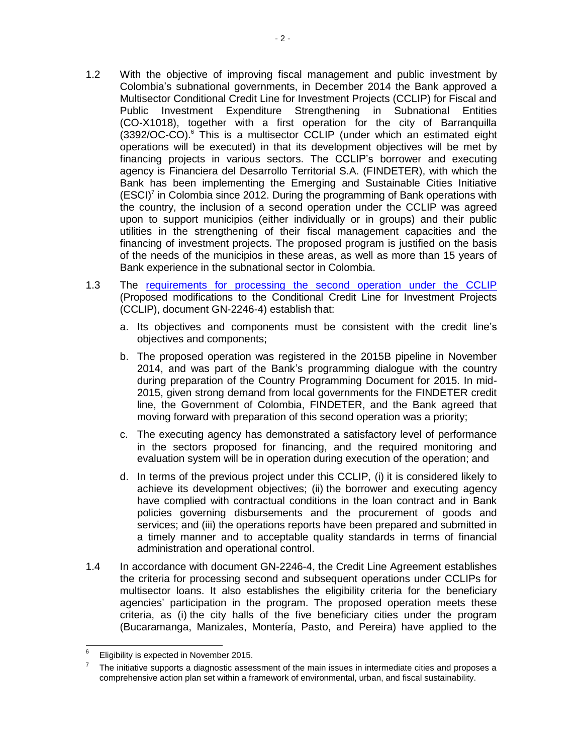1.2 With the objective of improving fiscal management and public investment by Colombia's subnational governments, in December 2014 the Bank approved a Multisector Conditional Credit Line for Investment Projects (CCLIP) for Fiscal and Public Investment Expenditure Strengthening in Subnational Entities (CO-X1018), together with a first operation for the city of Barranquilla (3392/OC-CO).[6] This is a multisector CCLIP (under which an estimated eight operations will be executed) in that its development objectives will be met by financing projects in various sectors. The CCLIP's borrower and executing agency is Financiera del Desarrollo Territorial S.A. (FINDETER), with which the Bank has been implementing the Emerging and Sustainable Cities Initiative (ESCI)[7] in Colombia since 2012. During the programming of Bank operations with the country, the inclusion of a second operation under the CCLIP was agreed upon to support municipios (either individually or in groups) and their public utilities in the strengthening of their fiscal management capacities and the financing of investment projects. The proposed program is justified on the basis of the needs of the municipios in these areas, as well as more than 15 years of Bank experience in the subnational sector in Colombia.

1.3 The requirements for processing the second operation under the CCLIP (Proposed modifications to the Conditional Credit Line for Investment Projects (CCLIP), document GN-2246-4) establish that:

a. Its objectives and components must be consistent with the credit line's objectives and components;

b. The proposed operation was registered in the 2015B pipeline in November 2014, and was part of the Bank's programming dialogue with the country during preparation of the Country Programming Document for 2015. In mid-2015, given strong demand from local governments for the FINDETER credit line, the Government of Colombia, FINDETER, and the Bank agreed that moving forward with preparation of this second operation was a priority;

c. The executing agency has demonstrated a satisfactory level of performance in the sectors proposed for financing, and the required monitoring and evaluation system will be in operation during execution of the operation; and

d. In terms of the previous project under this CCLIP, (i) it is considered likely to achieve its development objectives; (ii) the borrower and executing agency have complied with contractual conditions in the loan contract and in Bank policies governing disbursements and the procurement of goods and services; and (iii) the operations reports have been prepared and submitted in a timely manner and to acceptable quality standards in terms of financial administration and operational control.

1.4 In accordance with document GN-2246-4, the Credit Line Agreement establishes the criteria for processing second and subsequent operations under CCLIPs for multisector loans. It also establishes the eligibility criteria for the beneficiary agencies' participation in the program. The proposed operation meets these criteria, as (i) the city halls of the five beneficiary cities under the program (Bucaramanga, Manizales, Montería, Pasto, and Pereira) have applied to the

[6] Eligibility is expected in November 2015.

[7] The initiative supports a diagnostic assessment of the main issues in intermediate cities and proposes a comprehensive action plan set within a framework of environmental, urban, and fiscal sustainability.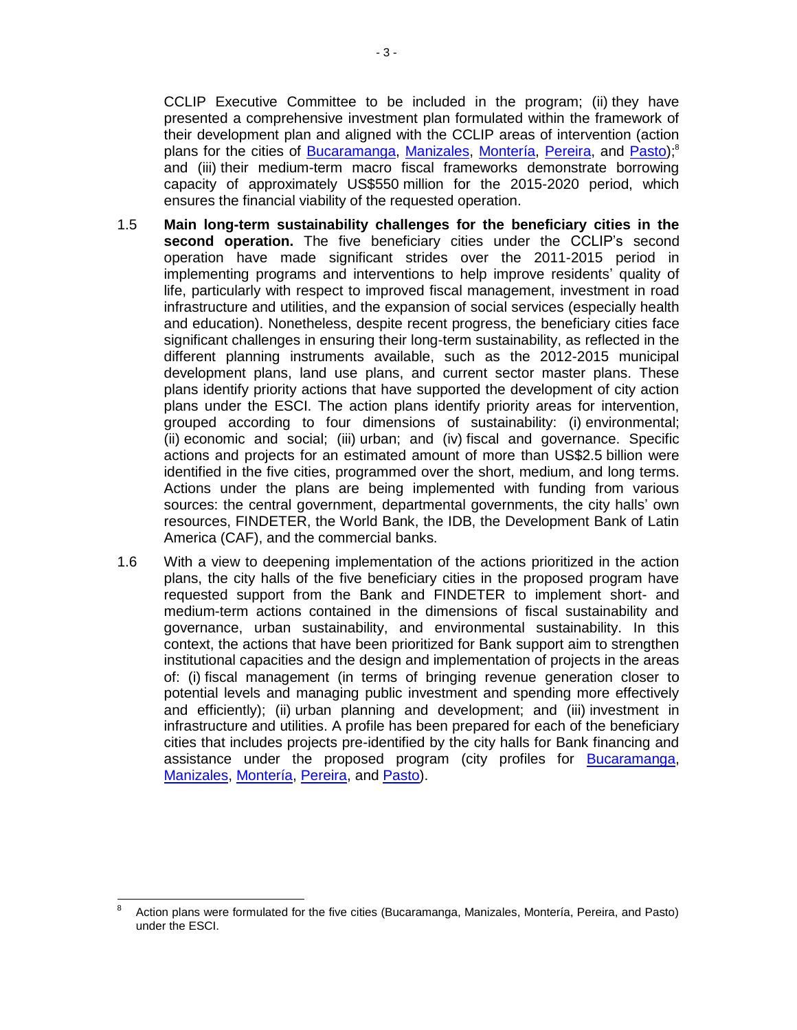CCLIP Executive Committee to be included in the program; (ii) they have presented a comprehensive investment plan formulated within the framework of their development plan and aligned with the CCLIP areas of intervention (action plans for the cities of Bucaramanga, Manizales, Montería, Pereira, and Pasto);[8] and (iii) their medium-term macro fiscal frameworks demonstrate borrowing capacity of approximately US$550 million for the 2015-2020 period, which ensures the financial viability of the requested operation.

1.5 **Main long-term sustainability challenges for the beneficiary cities in the second operation.** The five beneficiary cities under the CCLIP's second operation have made significant strides over the 2011-2015 period in implementing programs and interventions to help improve residents' quality of life, particularly with respect to improved fiscal management, investment in road infrastructure and utilities, and the expansion of social services (especially health and education). Nonetheless, despite recent progress, the beneficiary cities face significant challenges in ensuring their long-term sustainability, as reflected in the different planning instruments available, such as the 2012-2015 municipal development plans, land use plans, and current sector master plans. These plans identify priority actions that have supported the development of city action plans under the ESCI. The action plans identify priority areas for intervention, grouped according to four dimensions of sustainability: (i) environmental; (ii) economic and social; (iii) urban; and (iv) fiscal and governance. Specific actions and projects for an estimated amount of more than US$2.5 billion were identified in the five cities, programmed over the short, medium, and long terms. Actions under the plans are being implemented with funding from various sources: the central government, departmental governments, the city halls' own resources, FINDETER, the World Bank, the IDB, the Development Bank of Latin America (CAF), and the commercial banks.

1.6 With a view to deepening implementation of the actions prioritized in the action plans, the city halls of the five beneficiary cities in the proposed program have requested support from the Bank and FINDETER to implement short- and medium-term actions contained in the dimensions of fiscal sustainability and governance, urban sustainability, and environmental sustainability. In this context, the actions that have been prioritized for Bank support aim to strengthen institutional capacities and the design and implementation of projects in the areas of: (i) fiscal management (in terms of bringing revenue generation closer to potential levels and managing public investment and spending more effectively and efficiently); (ii) urban planning and development; and (iii) investment in infrastructure and utilities. A profile has been prepared for each of the beneficiary cities that includes projects pre-identified by the city halls for Bank financing and assistance under the proposed program (city profiles for Bucaramanga, Manizales, Montería, Pereira, and Pasto).

[8] Action plans were formulated for the five cities (Bucaramanga, Manizales, Montería, Pereira, and Pasto) under the ESCI.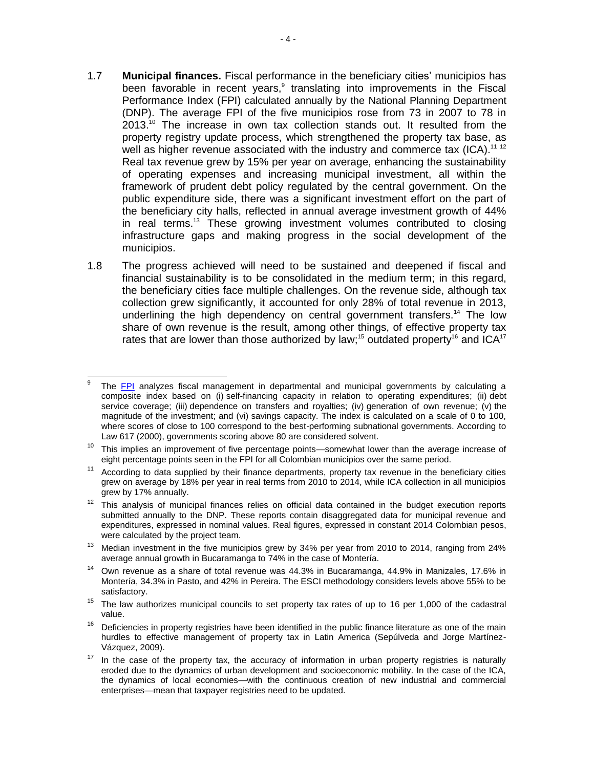1.7 **Municipal finances.** Fiscal performance in the beneficiary cities' municipios has been favorable in recent years,[9] translating into improvements in the Fiscal Performance Index (FPI) calculated annually by the National Planning Department (DNP). The average FPI of the five municipios rose from 73 in 2007 to 78 in 2013.[10] The increase in own tax collection stands out. It resulted from the property registry update process, which strengthened the property tax base, as well as higher revenue associated with the industry and commerce tax (ICA).[11] [12] Real tax revenue grew by 15% per year on average, enhancing the sustainability of operating expenses and increasing municipal investment, all within the framework of prudent debt policy regulated by the central government. On the public expenditure side, there was a significant investment effort on the part of the beneficiary city halls, reflected in annual average investment growth of 44% in real terms.[13] These growing investment volumes contributed to closing infrastructure gaps and making progress in the social development of the municipios.

1.8 The progress achieved will need to be sustained and deepened if fiscal and financial sustainability is to be consolidated in the medium term; in this regard, the beneficiary cities face multiple challenges. On the revenue side, although tax collection grew significantly, it accounted for only 28% of total revenue in 2013, underlining the high dependency on central government transfers.[14] The low share of own revenue is the result, among other things, of effective property tax rates that are lower than those authorized by law;[15] outdated property[16] and ICA[17]

---

[9] The FPI analyzes fiscal management in departmental and municipal governments by calculating a composite index based on (i) self-financing capacity in relation to operating expenditures; (ii) debt service coverage; (iii) dependence on transfers and royalties; (iv) generation of own revenue; (v) the magnitude of the investment; and (vi) savings capacity. The index is calculated on a scale of 0 to 100, where scores of close to 100 correspond to the best-performing subnational governments. According to Law 617 (2000), governments scoring above 80 are considered solvent.

[10] This implies an improvement of five percentage points—somewhat lower than the average increase of eight percentage points seen in the FPI for all Colombian municipios over the same period.

[11] According to data supplied by their finance departments, property tax revenue in the beneficiary cities grew on average by 18% per year in real terms from 2010 to 2014, while ICA collection in all municipios grew by 17% annually.

[12] This analysis of municipal finances relies on official data contained in the budget execution reports submitted annually to the DNP. These reports contain disaggregated data for municipal revenue and expenditures, expressed in nominal values. Real figures, expressed in constant 2014 Colombian pesos, were calculated by the project team.

[13] Median investment in the five municipios grew by 34% per year from 2010 to 2014, ranging from 24% average annual growth in Bucaramanga to 74% in the case of Montería.

[14] Own revenue as a share of total revenue was 44.3% in Bucaramanga, 44.9% in Manizales, 17.6% in Montería, 34.3% in Pasto, and 42% in Pereira. The ESCI methodology considers levels above 55% to be satisfactory.

[15] The law authorizes municipal councils to set property tax rates of up to 16 per 1,000 of the cadastral value.

[16] Deficiencies in property registries have been identified in the public finance literature as one of the main hurdles to effective management of property tax in Latin America (Sepúlveda and Jorge Martínez-Vázquez, 2009).

[17] In the case of the property tax, the accuracy of information in urban property registries is naturally eroded due to the dynamics of urban development and socioeconomic mobility. In the case of the ICA, the dynamics of local economies—with the continuous creation of new industrial and commercial enterprises—mean that taxpayer registries need to be updated.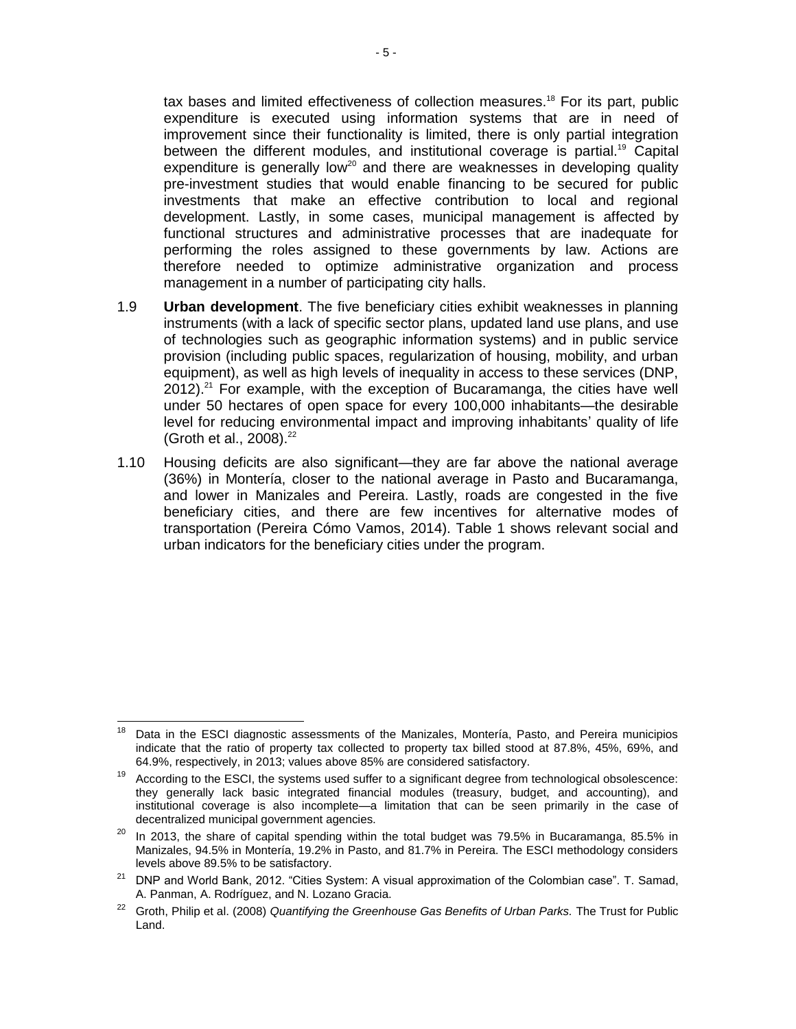tax bases and limited effectiveness of collection measures.[18] For its part, public expenditure is executed using information systems that are in need of improvement since their functionality is limited, there is only partial integration between the different modules, and institutional coverage is partial.[19] Capital expenditure is generally low[20] and there are weaknesses in developing quality pre-investment studies that would enable financing to be secured for public investments that make an effective contribution to local and regional development. Lastly, in some cases, municipal management is affected by functional structures and administrative processes that are inadequate for performing the roles assigned to these governments by law. Actions are therefore needed to optimize administrative organization and process management in a number of participating city halls.

1.9 **Urban development**. The five beneficiary cities exhibit weaknesses in planning instruments (with a lack of specific sector plans, updated land use plans, and use of technologies such as geographic information systems) and in public service provision (including public spaces, regularization of housing, mobility, and urban equipment), as well as high levels of inequality in access to these services (DNP, 2012).[21] For example, with the exception of Bucaramanga, the cities have well under 50 hectares of open space for every 100,000 inhabitants—the desirable level for reducing environmental impact and improving inhabitants' quality of life (Groth et al., 2008).[22]

1.10 Housing deficits are also significant—they are far above the national average (36%) in Montería, closer to the national average in Pasto and Bucaramanga, and lower in Manizales and Pereira. Lastly, roads are congested in the five beneficiary cities, and there are few incentives for alternative modes of transportation (Pereira Cómo Vamos, 2014). Table 1 shows relevant social and urban indicators for the beneficiary cities under the program.

---

[18] Data in the ESCI diagnostic assessments of the Manizales, Montería, Pasto, and Pereira municipios indicate that the ratio of property tax collected to property tax billed stood at 87.8%, 45%, 69%, and 64.9%, respectively, in 2013; values above 85% are considered satisfactory.

[19] According to the ESCI, the systems used suffer to a significant degree from technological obsolescence: they generally lack basic integrated financial modules (treasury, budget, and accounting), and institutional coverage is also incomplete—a limitation that can be seen primarily in the case of decentralized municipal government agencies.

[20] In 2013, the share of capital spending within the total budget was 79.5% in Bucaramanga, 85.5% in Manizales, 94.5% in Montería, 19.2% in Pasto, and 81.7% in Pereira. The ESCI methodology considers levels above 89.5% to be satisfactory.

[21] DNP and World Bank, 2012. "Cities System: A visual approximation of the Colombian case". T. Samad, A. Panman, A. Rodríguez, and N. Lozano Gracia.

[22] Groth, Philip et al. (2008) *Quantifying the Greenhouse Gas Benefits of Urban Parks.* The Trust for Public Land.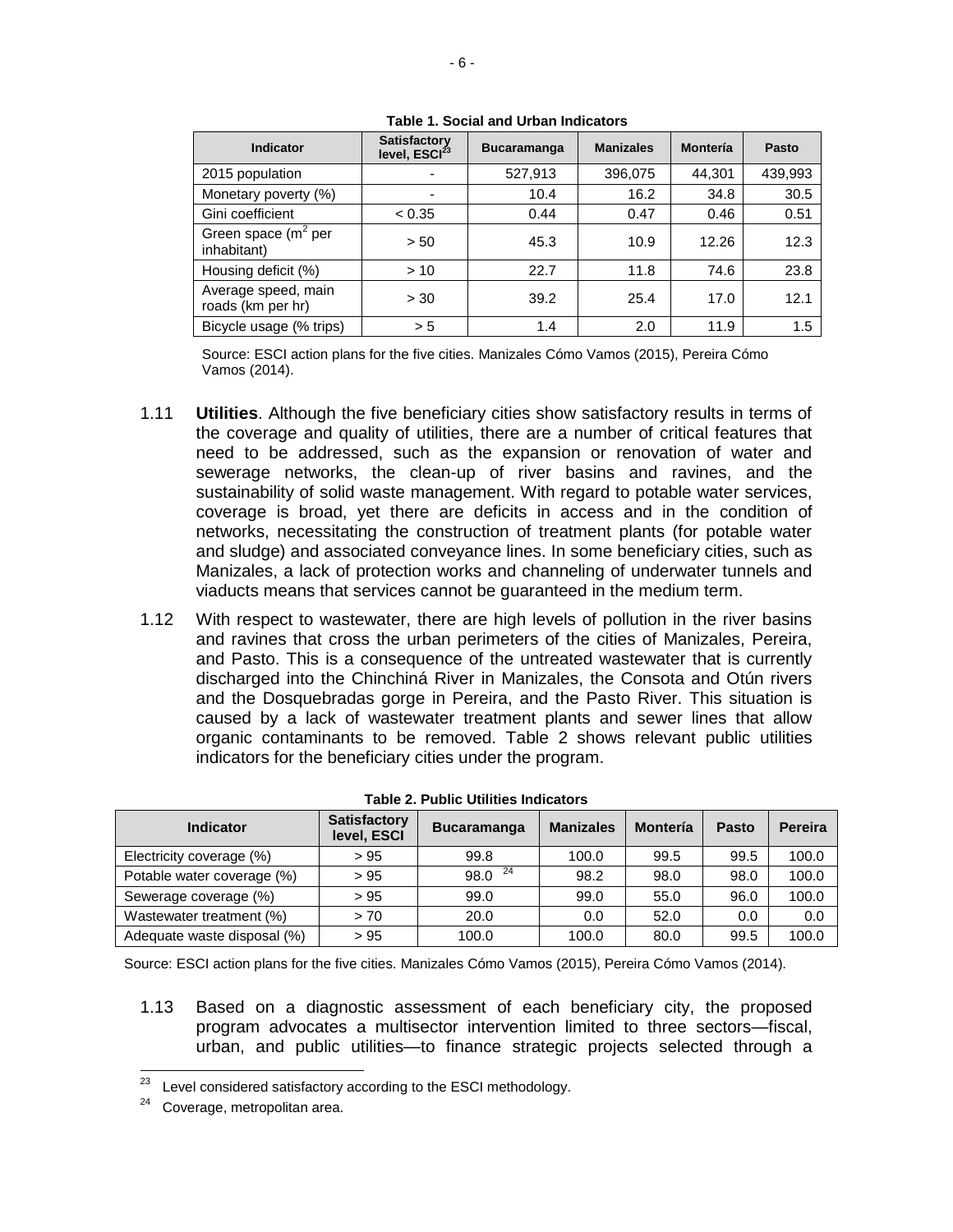**Table 1. Social and Urban Indicators**

| Indicator | Satisfactory level, ESCI[23] | Bucaramanga | Manizales | Montería | Pasto |
|---|---|---|---|---|---|
| 2015 population | - | 527,913 | 396,075 | 44,301 | 439,993 |
| Monetary poverty (%) | - | 10.4 | 16.2 | 34.8 | 30.5 |
| Gini coefficient | < 0.35 | 0.44 | 0.47 | 0.46 | 0.51 |
| Green space ($m^2$ per inhabitant) | > 50 | 45.3 | 10.9 | 12.26 | 12.3 |
| Housing deficit (%) | > 10 | 22.7 | 11.8 | 74.6 | 23.8 |
| Average speed, main roads (km per hr) | > 30 | 39.2 | 25.4 | 17.0 | 12.1 |
| Bicycle usage (% trips) | > 5 | 1.4 | 2.0 | 11.9 | 1.5 |

Source: ESCI action plans for the five cities. Manizales Cómo Vamos (2015), Pereira Cómo Vamos (2014).

1.11 **Utilities**. Although the five beneficiary cities show satisfactory results in terms of the coverage and quality of utilities, there are a number of critical features that need to be addressed, such as the expansion or renovation of water and sewerage networks, the clean-up of river basins and ravines, and the sustainability of solid waste management. With regard to potable water services, coverage is broad, yet there are deficits in access and in the condition of networks, necessitating the construction of treatment plants (for potable water and sludge) and associated conveyance lines. In some beneficiary cities, such as Manizales, a lack of protection works and channeling of underwater tunnels and viaducts means that services cannot be guaranteed in the medium term.

1.12 With respect to wastewater, there are high levels of pollution in the river basins and ravines that cross the urban perimeters of the cities of Manizales, Pereira, and Pasto. This is a consequence of the untreated wastewater that is currently discharged into the Chinchiná River in Manizales, the Consota and Otún rivers and the Dosquebradas gorge in Pereira, and the Pasto River. This situation is caused by a lack of wastewater treatment plants and sewer lines that allow organic contaminants to be removed. Table 2 shows relevant public utilities indicators for the beneficiary cities under the program.

**Table 2. Public Utilities Indicators**

| Indicator | Satisfactory level, ESCI | Bucaramanga | Manizales | Montería | Pasto | Pereira |
|---|---|---|---|---|---|---|
| Electricity coverage (%) | > 95 | 99.8 | 100.0 | 99.5 | 99.5 | 100.0 |
| Potable water coverage (%) | > 95 | 98.0 [24] | 98.2 | 98.0 | 98.0 | 100.0 |
| Sewerage coverage (%) | > 95 | 99.0 | 99.0 | 55.0 | 96.0 | 100.0 |
| Wastewater treatment (%) | > 70 | 20.0 | 0.0 | 52.0 | 0.0 | 0.0 |
| Adequate waste disposal (%) | > 95 | 100.0 | 100.0 | 80.0 | 99.5 | 100.0 |

Source: ESCI action plans for the five cities. Manizales Cómo Vamos (2015), Pereira Cómo Vamos (2014).

1.13 Based on a diagnostic assessment of each beneficiary city, the proposed program advocates a multisector intervention limited to three sectors—fiscal, urban, and public utilities—to finance strategic projects selected through a

[23] Level considered satisfactory according to the ESCI methodology.

[24] Coverage, metropolitan area.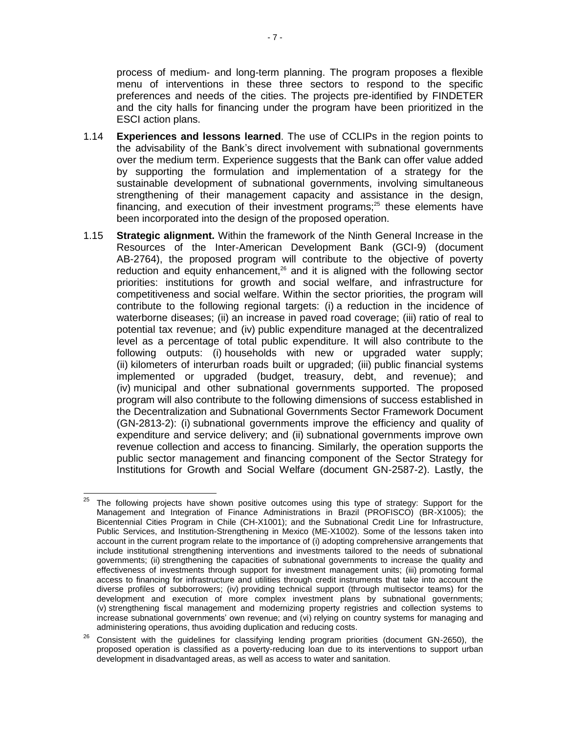process of medium- and long-term planning. The program proposes a flexible menu of interventions in these three sectors to respond to the specific preferences and needs of the cities. The projects pre-identified by FINDETER and the city halls for financing under the program have been prioritized in the ESCI action plans.

1.14 **Experiences and lessons learned**. The use of CCLIPs in the region points to the advisability of the Bank's direct involvement with subnational governments over the medium term. Experience suggests that the Bank can offer value added by supporting the formulation and implementation of a strategy for the sustainable development of subnational governments, involving simultaneous strengthening of their management capacity and assistance in the design, financing, and execution of their investment programs;[25] these elements have been incorporated into the design of the proposed operation.

1.15 **Strategic alignment.** Within the framework of the Ninth General Increase in the Resources of the Inter-American Development Bank (GCI-9) (document AB-2764), the proposed program will contribute to the objective of poverty reduction and equity enhancement,[26] and it is aligned with the following sector priorities: institutions for growth and social welfare, and infrastructure for competitiveness and social welfare. Within the sector priorities, the program will contribute to the following regional targets: (i) a reduction in the incidence of waterborne diseases; (ii) an increase in paved road coverage; (iii) ratio of real to potential tax revenue; and (iv) public expenditure managed at the decentralized level as a percentage of total public expenditure. It will also contribute to the following outputs: (i) households with new or upgraded water supply; (ii) kilometers of interurban roads built or upgraded; (iii) public financial systems implemented or upgraded (budget, treasury, debt, and revenue); and (iv) municipal and other subnational governments supported. The proposed program will also contribute to the following dimensions of success established in the Decentralization and Subnational Governments Sector Framework Document (GN-2813-2): (i) subnational governments improve the efficiency and quality of expenditure and service delivery; and (ii) subnational governments improve own revenue collection and access to financing. Similarly, the operation supports the public sector management and financing component of the Sector Strategy for Institutions for Growth and Social Welfare (document GN-2587-2). Lastly, the

---

[25] The following projects have shown positive outcomes using this type of strategy: Support for the Management and Integration of Finance Administrations in Brazil (PROFISCO) (BR-X1005); the Bicentennial Cities Program in Chile (CH-X1001); and the Subnational Credit Line for Infrastructure, Public Services, and Institution-Strengthening in Mexico (ME-X1002). Some of the lessons taken into account in the current program relate to the importance of (i) adopting comprehensive arrangements that include institutional strengthening interventions and investments tailored to the needs of subnational governments; (ii) strengthening the capacities of subnational governments to increase the quality and effectiveness of investments through support for investment management units; (iii) promoting formal access to financing for infrastructure and utilities through credit instruments that take into account the diverse profiles of subborrowers; (iv) providing technical support (through multisector teams) for the development and execution of more complex investment plans by subnational governments; (v) strengthening fiscal management and modernizing property registries and collection systems to increase subnational governments' own revenue; and (vi) relying on country systems for managing and administering operations, thus avoiding duplication and reducing costs.

[26] Consistent with the guidelines for classifying lending program priorities (document GN-2650), the proposed operation is classified as a poverty-reducing loan due to its interventions to support urban development in disadvantaged areas, as well as access to water and sanitation.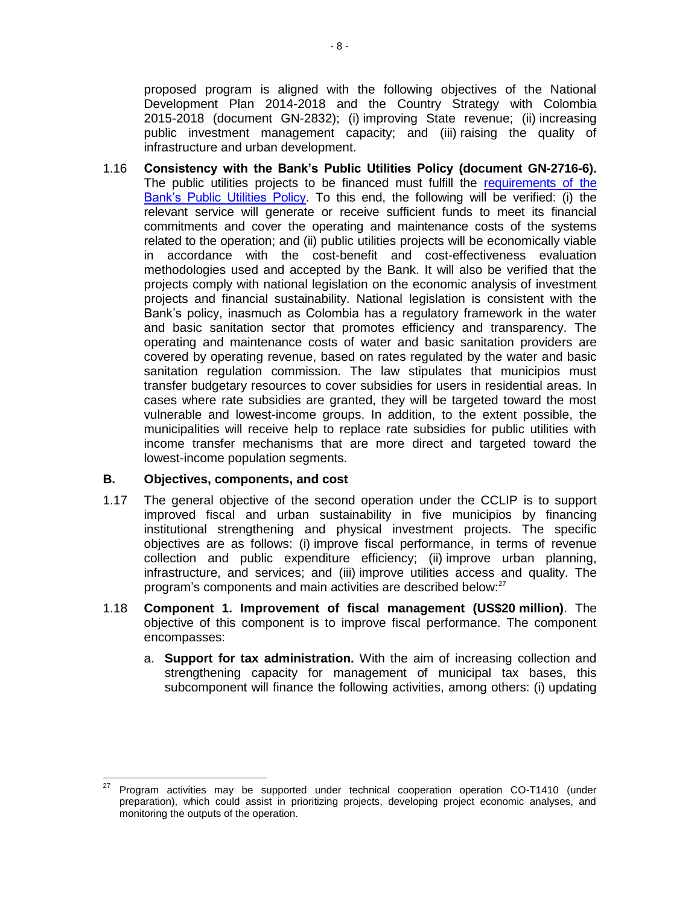proposed program is aligned with the following objectives of the National Development Plan 2014-2018 and the Country Strategy with Colombia 2015-2018 (document GN-2832); (i) improving State revenue; (ii) increasing public investment management capacity; and (iii) raising the quality of infrastructure and urban development.

1.16 **Consistency with the Bank's Public Utilities Policy (document GN-2716-6).** The public utilities projects to be financed must fulfill the requirements of the Bank's Public Utilities Policy. To this end, the following will be verified: (i) the relevant service will generate or receive sufficient funds to meet its financial commitments and cover the operating and maintenance costs of the systems related to the operation; and (ii) public utilities projects will be economically viable in accordance with the cost-benefit and cost-effectiveness evaluation methodologies used and accepted by the Bank. It will also be verified that the projects comply with national legislation on the economic analysis of investment projects and financial sustainability. National legislation is consistent with the Bank's policy, inasmuch as Colombia has a regulatory framework in the water and basic sanitation sector that promotes efficiency and transparency. The operating and maintenance costs of water and basic sanitation providers are covered by operating revenue, based on rates regulated by the water and basic sanitation regulation commission. The law stipulates that municipios must transfer budgetary resources to cover subsidies for users in residential areas. In cases where rate subsidies are granted, they will be targeted toward the most vulnerable and lowest-income groups. In addition, to the extent possible, the municipalities will receive help to replace rate subsidies for public utilities with income transfer mechanisms that are more direct and targeted toward the lowest-income population segments.

## B. Objectives, components, and cost

1.17 The general objective of the second operation under the CCLIP is to support improved fiscal and urban sustainability in five municipios by financing institutional strengthening and physical investment projects. The specific objectives are as follows: (i) improve fiscal performance, in terms of revenue collection and public expenditure efficiency; (ii) improve urban planning, infrastructure, and services; and (iii) improve utilities access and quality. The program's components and main activities are described below:[27]

1.18 **Component 1. Improvement of fiscal management (US$20 million)**. The objective of this component is to improve fiscal performance. The component encompasses:

a. **Support for tax administration.** With the aim of increasing collection and strengthening capacity for management of municipal tax bases, this subcomponent will finance the following activities, among others: (i) updating

---

[27] Program activities may be supported under technical cooperation operation CO-T1410 (under preparation), which could assist in prioritizing projects, developing project economic analyses, and monitoring the outputs of the operation.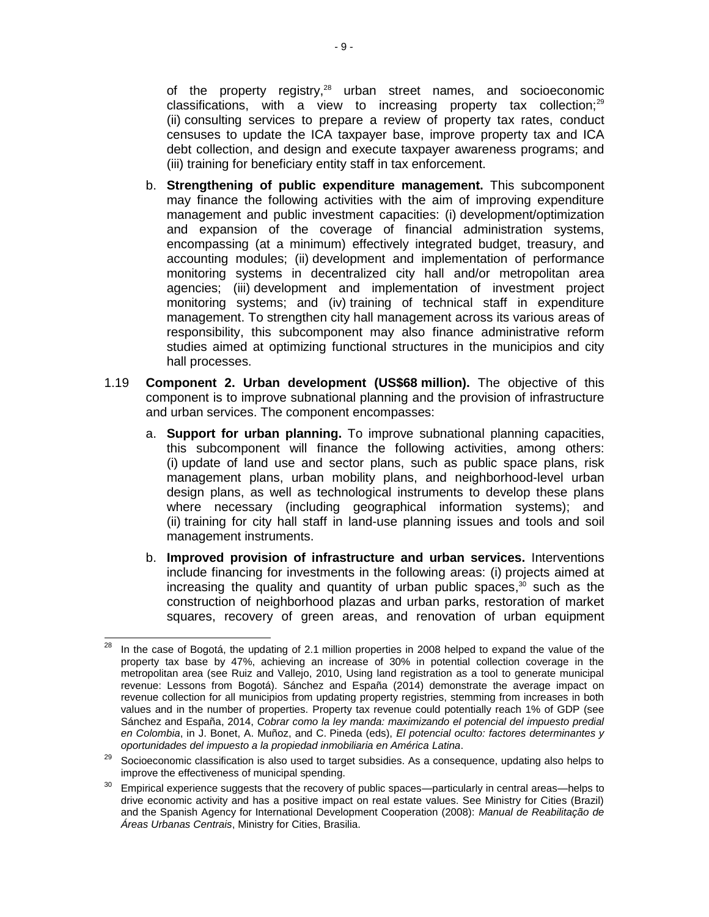of the property registry,[28] urban street names, and socioeconomic classifications, with a view to increasing property tax collection;[29] (ii) consulting services to prepare a review of property tax rates, conduct censuses to update the ICA taxpayer base, improve property tax and ICA debt collection, and design and execute taxpayer awareness programs; and (iii) training for beneficiary entity staff in tax enforcement.

b. **Strengthening of public expenditure management.** This subcomponent may finance the following activities with the aim of improving expenditure management and public investment capacities: (i) development/optimization and expansion of the coverage of financial administration systems, encompassing (at a minimum) effectively integrated budget, treasury, and accounting modules; (ii) development and implementation of performance monitoring systems in decentralized city hall and/or metropolitan area agencies; (iii) development and implementation of investment project monitoring systems; and (iv) training of technical staff in expenditure management. To strengthen city hall management across its various areas of responsibility, this subcomponent may also finance administrative reform studies aimed at optimizing functional structures in the municipios and city hall processes.

1.19 **Component 2. Urban development (US$68 million).** The objective of this component is to improve subnational planning and the provision of infrastructure and urban services. The component encompasses:

a. **Support for urban planning.** To improve subnational planning capacities, this subcomponent will finance the following activities, among others: (i) update of land use and sector plans, such as public space plans, risk management plans, urban mobility plans, and neighborhood-level urban design plans, as well as technological instruments to develop these plans where necessary (including geographical information systems); and (ii) training for city hall staff in land-use planning issues and tools and soil management instruments.

b. **Improved provision of infrastructure and urban services.** Interventions include financing for investments in the following areas: (i) projects aimed at increasing the quality and quantity of urban public spaces,[30] such as the construction of neighborhood plazas and urban parks, restoration of market squares, recovery of green areas, and renovation of urban equipment

---

[28] In the case of Bogotá, the updating of 2.1 million properties in 2008 helped to expand the value of the property tax base by 47%, achieving an increase of 30% in potential collection coverage in the metropolitan area (see Ruiz and Vallejo, 2010, Using land registration as a tool to generate municipal revenue: Lessons from Bogotá). Sánchez and España (2014) demonstrate the average impact on revenue collection for all municipios from updating property registries, stemming from increases in both values and in the number of properties. Property tax revenue could potentially reach 1% of GDP (see Sánchez and España, 2014, *Cobrar como la ley manda: maximizando el potencial del impuesto predial en Colombia*, in J. Bonet, A. Muñoz, and C. Pineda (eds), *El potencial oculto: factores determinantes y oportunidades del impuesto a la propiedad inmobiliaria en América Latina*.

[29] Socioeconomic classification is also used to target subsidies. As a consequence, updating also helps to improve the effectiveness of municipal spending.

[30] Empirical experience suggests that the recovery of public spaces—particularly in central areas—helps to drive economic activity and has a positive impact on real estate values. See Ministry for Cities (Brazil) and the Spanish Agency for International Development Cooperation (2008): *Manual de Reabilitação de Áreas Urbanas Centrais*, Ministry for Cities, Brasilia.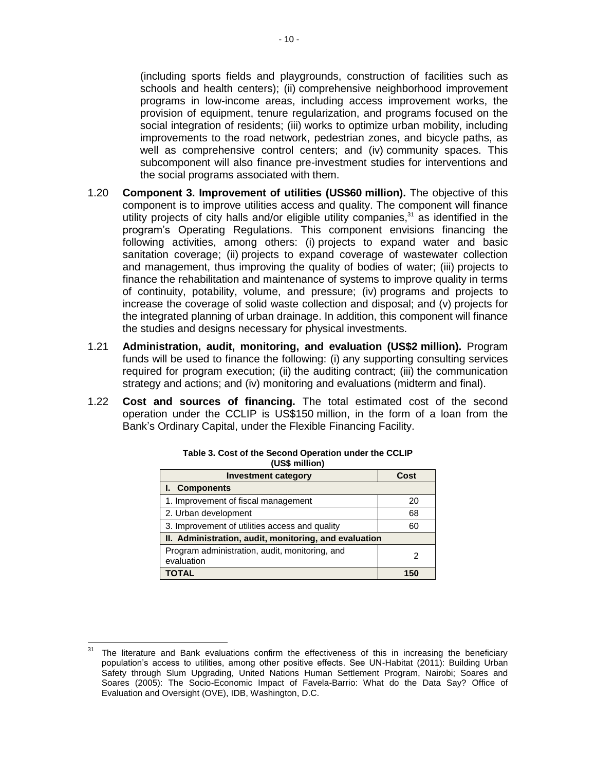(including sports fields and playgrounds, construction of facilities such as schools and health centers); (ii) comprehensive neighborhood improvement programs in low-income areas, including access improvement works, the provision of equipment, tenure regularization, and programs focused on the social integration of residents; (iii) works to optimize urban mobility, including improvements to the road network, pedestrian zones, and bicycle paths, as well as comprehensive control centers; and (iv) community spaces. This subcomponent will also finance pre-investment studies for interventions and the social programs associated with them.

1.20 **Component 3. Improvement of utilities (US$60 million).** The objective of this component is to improve utilities access and quality. The component will finance utility projects of city halls and/or eligible utility companies,[31] as identified in the program's Operating Regulations. This component envisions financing the following activities, among others: (i) projects to expand water and basic sanitation coverage; (ii) projects to expand coverage of wastewater collection and management, thus improving the quality of bodies of water; (iii) projects to finance the rehabilitation and maintenance of systems to improve quality in terms of continuity, potability, volume, and pressure; (iv) programs and projects to increase the coverage of solid waste collection and disposal; and (v) projects for the integrated planning of urban drainage. In addition, this component will finance the studies and designs necessary for physical investments.

1.21 **Administration, audit, monitoring, and evaluation (US$2 million).** Program funds will be used to finance the following: (i) any supporting consulting services required for program execution; (ii) the auditing contract; (iii) the communication strategy and actions; and (iv) monitoring and evaluations (midterm and final).

1.22 **Cost and sources of financing.** The total estimated cost of the second operation under the CCLIP is US$150 million, in the form of a loan from the Bank's Ordinary Capital, under the Flexible Financing Facility.

**Table 3. Cost of the Second Operation under the CCLIP (US$ million)**

| Investment category | Cost |
|---|---|
| **I. Components** | |
| 1. Improvement of fiscal management | 20 |
| 2. Urban development | 68 |
| 3. Improvement of utilities access and quality | 60 |
| **II. Administration, audit, monitoring, and evaluation** | |
| Program administration, audit, monitoring, and evaluation | 2 |
| **TOTAL** | **150** |

[31] The literature and Bank evaluations confirm the effectiveness of this in increasing the beneficiary population's access to utilities, among other positive effects. See UN-Habitat (2011): Building Urban Safety through Slum Upgrading, United Nations Human Settlement Program, Nairobi; Soares and Soares (2005): The Socio-Economic Impact of Favela-Barrio: What do the Data Say? Office of Evaluation and Oversight (OVE), IDB, Washington, D.C.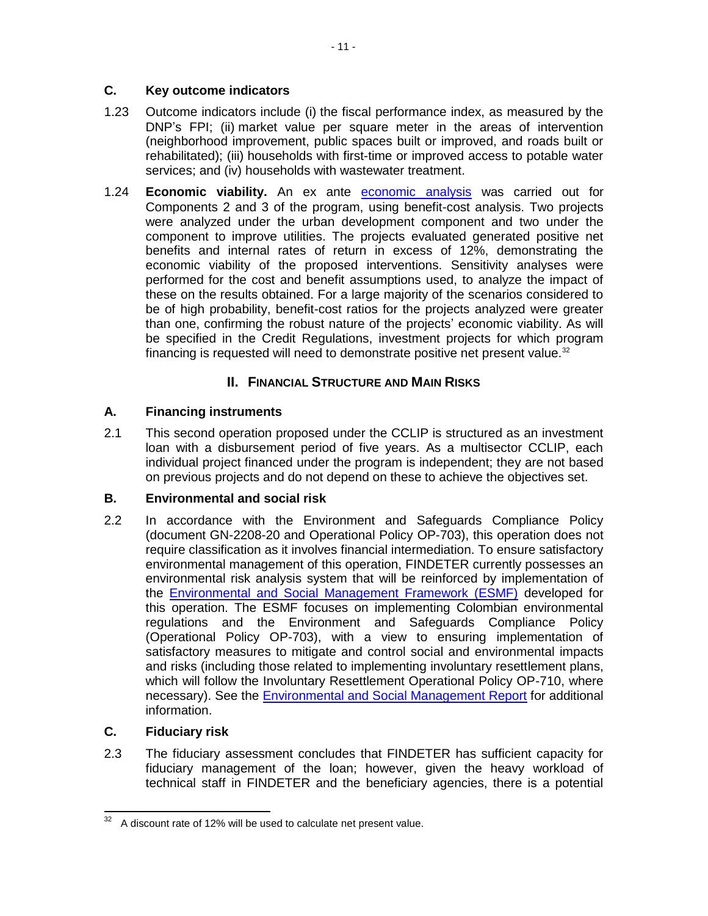### C. Key outcome indicators

1.23 Outcome indicators include (i) the fiscal performance index, as measured by the DNP's FPI; (ii) market value per square meter in the areas of intervention (neighborhood improvement, public spaces built or improved, and roads built or rehabilitated); (iii) households with first-time or improved access to potable water services; and (iv) households with wastewater treatment.

1.24 **Economic viability.** An ex ante economic analysis was carried out for Components 2 and 3 of the program, using benefit-cost analysis. Two projects were analyzed under the urban development component and two under the component to improve utilities. The projects evaluated generated positive net benefits and internal rates of return in excess of 12%, demonstrating the economic viability of the proposed interventions. Sensitivity analyses were performed for the cost and benefit assumptions used, to analyze the impact of these on the results obtained. For a large majority of the scenarios considered to be of high probability, benefit-cost ratios for the projects analyzed were greater than one, confirming the robust nature of the projects' economic viability. As will be specified in the Credit Regulations, investment projects for which program financing is requested will need to demonstrate positive net present value.[32]

## II. Financial Structure and Main Risks

### A. Financing instruments

2.1 This second operation proposed under the CCLIP is structured as an investment loan with a disbursement period of five years. As a multisector CCLIP, each individual project financed under the program is independent; they are not based on previous projects and do not depend on these to achieve the objectives set.

### B. Environmental and social risk

2.2 In accordance with the Environment and Safeguards Compliance Policy (document GN-2208-20 and Operational Policy OP-703), this operation does not require classification as it involves financial intermediation. To ensure satisfactory environmental management of this operation, FINDETER currently possesses an environmental risk analysis system that will be reinforced by implementation of the Environmental and Social Management Framework (ESMF) developed for this operation. The ESMF focuses on implementing Colombian environmental regulations and the Environment and Safeguards Compliance Policy (Operational Policy OP-703), with a view to ensuring implementation of satisfactory measures to mitigate and control social and environmental impacts and risks (including those related to implementing involuntary resettlement plans, which will follow the Involuntary Resettlement Operational Policy OP-710, where necessary). See the Environmental and Social Management Report for additional information.

### C. Fiduciary risk

2.3 The fiduciary assessment concludes that FINDETER has sufficient capacity for fiduciary management of the loan; however, given the heavy workload of technical staff in FINDETER and the beneficiary agencies, there is a potential

[32] A discount rate of 12% will be used to calculate net present value.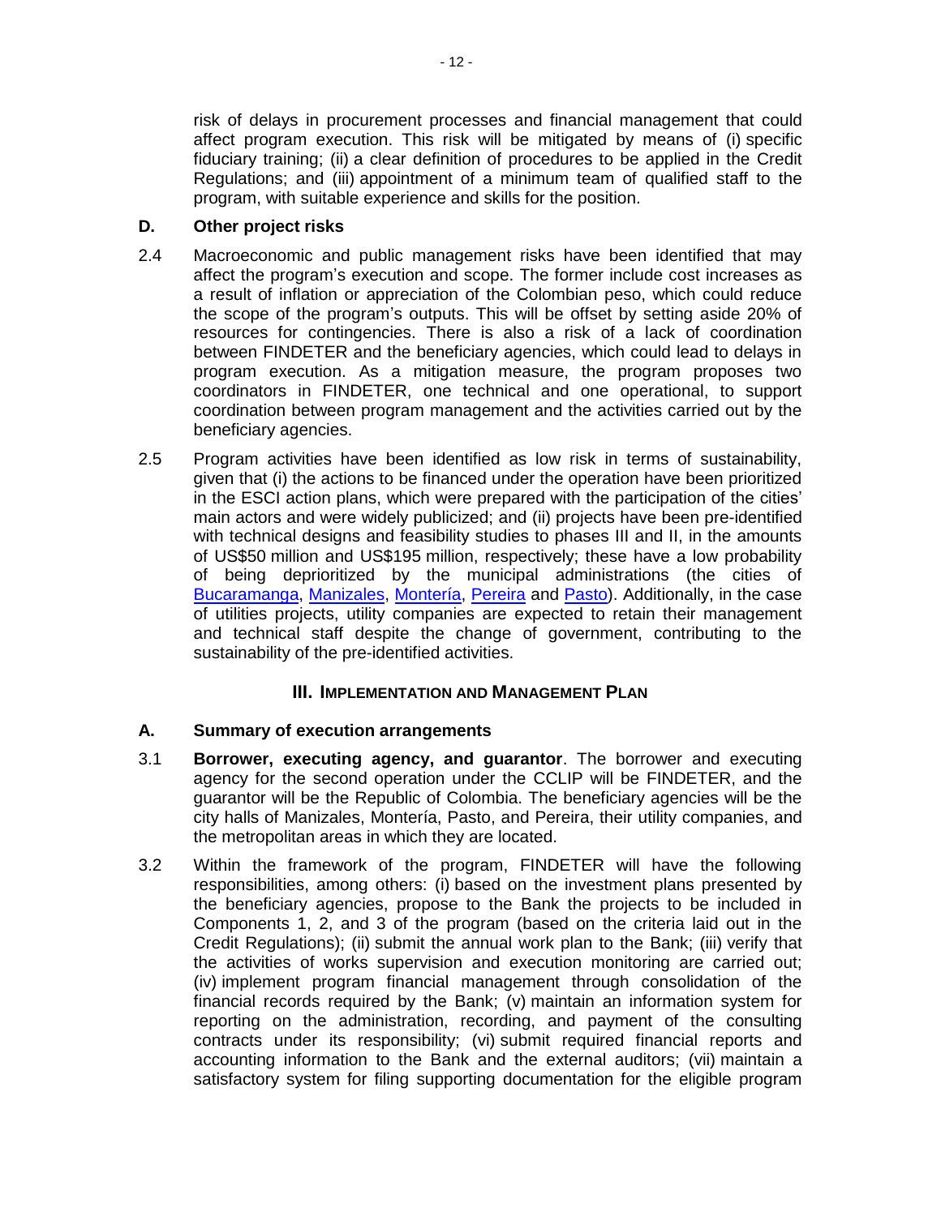risk of delays in procurement processes and financial management that could affect program execution. This risk will be mitigated by means of (i) specific fiduciary training; (ii) a clear definition of procedures to be applied in the Credit Regulations; and (iii) appointment of a minimum team of qualified staff to the program, with suitable experience and skills for the position.

### D. Other project risks

2.4 Macroeconomic and public management risks have been identified that may affect the program's execution and scope. The former include cost increases as a result of inflation or appreciation of the Colombian peso, which could reduce the scope of the program's outputs. This will be offset by setting aside 20% of resources for contingencies. There is also a risk of a lack of coordination between FINDETER and the beneficiary agencies, which could lead to delays in program execution. As a mitigation measure, the program proposes two coordinators in FINDETER, one technical and one operational, to support coordination between program management and the activities carried out by the beneficiary agencies.

2.5 Program activities have been identified as low risk in terms of sustainability, given that (i) the actions to be financed under the operation have been prioritized in the ESCI action plans, which were prepared with the participation of the cities' main actors and were widely publicized; and (ii) projects have been pre-identified with technical designs and feasibility studies to phases III and II, in the amounts of US$50 million and US$195 million, respectively; these have a low probability of being deprioritized by the municipal administrations (the cities of Bucaramanga, Manizales, Montería, Pereira and Pasto). Additionally, in the case of utilities projects, utility companies are expected to retain their management and technical staff despite the change of government, contributing to the sustainability of the pre-identified activities.

## III. Implementation and Management Plan

### A. Summary of execution arrangements

3.1 **Borrower, executing agency, and guarantor**. The borrower and executing agency for the second operation under the CCLIP will be FINDETER, and the guarantor will be the Republic of Colombia. The beneficiary agencies will be the city halls of Manizales, Montería, Pasto, and Pereira, their utility companies, and the metropolitan areas in which they are located.

3.2 Within the framework of the program, FINDETER will have the following responsibilities, among others: (i) based on the investment plans presented by the beneficiary agencies, propose to the Bank the projects to be included in Components 1, 2, and 3 of the program (based on the criteria laid out in the Credit Regulations); (ii) submit the annual work plan to the Bank; (iii) verify that the activities of works supervision and execution monitoring are carried out; (iv) implement program financial management through consolidation of the financial records required by the Bank; (v) maintain an information system for reporting on the administration, recording, and payment of the consulting contracts under its responsibility; (vi) submit required financial reports and accounting information to the Bank and the external auditors; (vii) maintain a satisfactory system for filing supporting documentation for the eligible program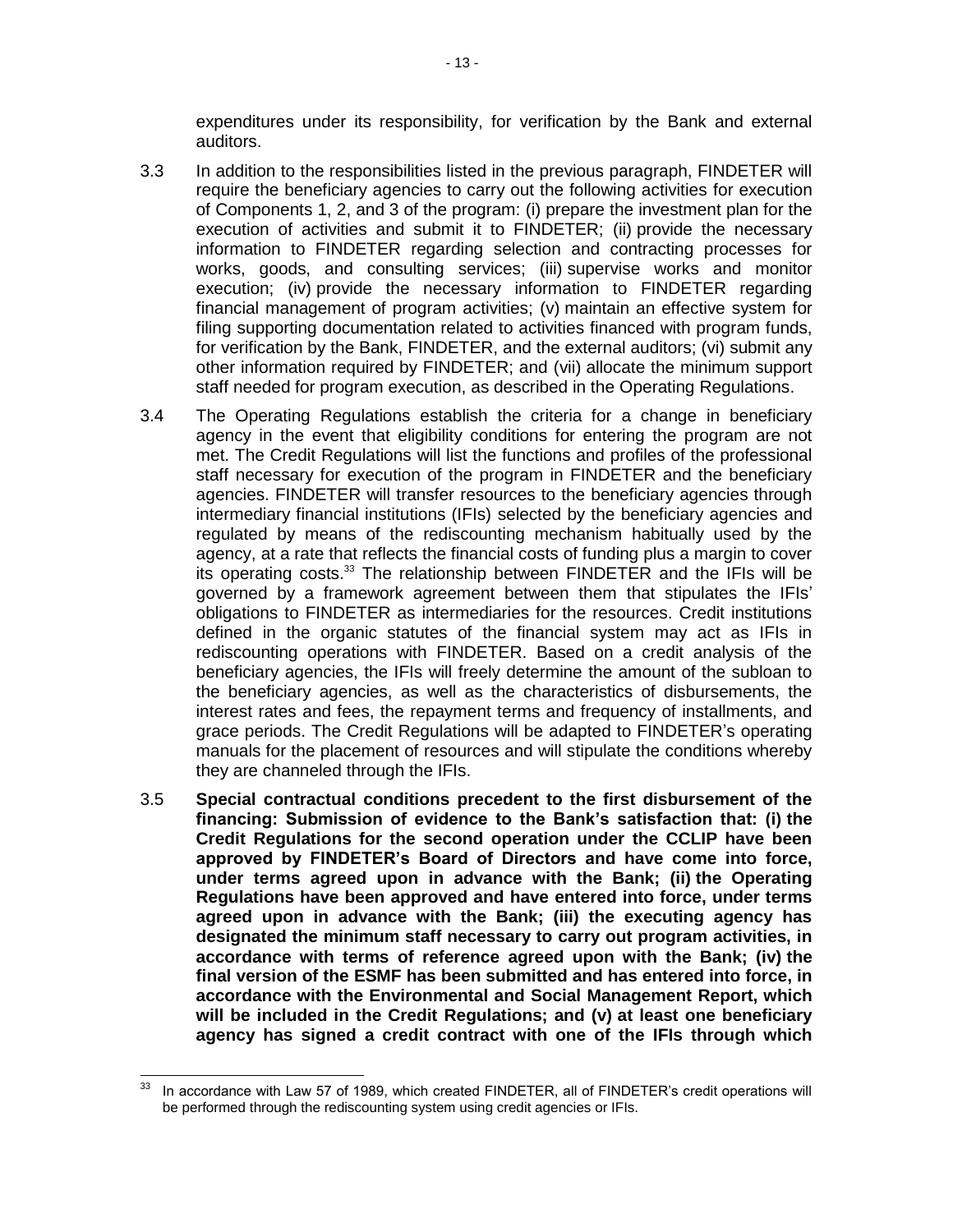expenditures under its responsibility, for verification by the Bank and external auditors.

3.3 In addition to the responsibilities listed in the previous paragraph, FINDETER will require the beneficiary agencies to carry out the following activities for execution of Components 1, 2, and 3 of the program: (i) prepare the investment plan for the execution of activities and submit it to FINDETER; (ii) provide the necessary information to FINDETER regarding selection and contracting processes for works, goods, and consulting services; (iii) supervise works and monitor execution; (iv) provide the necessary information to FINDETER regarding financial management of program activities; (v) maintain an effective system for filing supporting documentation related to activities financed with program funds, for verification by the Bank, FINDETER, and the external auditors; (vi) submit any other information required by FINDETER; and (vii) allocate the minimum support staff needed for program execution, as described in the Operating Regulations.

3.4 The Operating Regulations establish the criteria for a change in beneficiary agency in the event that eligibility conditions for entering the program are not met. The Credit Regulations will list the functions and profiles of the professional staff necessary for execution of the program in FINDETER and the beneficiary agencies. FINDETER will transfer resources to the beneficiary agencies through intermediary financial institutions (IFIs) selected by the beneficiary agencies and regulated by means of the rediscounting mechanism habitually used by the agency, at a rate that reflects the financial costs of funding plus a margin to cover its operating costs.[33] The relationship between FINDETER and the IFIs will be governed by a framework agreement between them that stipulates the IFIs' obligations to FINDETER as intermediaries for the resources. Credit institutions defined in the organic statutes of the financial system may act as IFIs in rediscounting operations with FINDETER. Based on a credit analysis of the beneficiary agencies, the IFIs will freely determine the amount of the subloan to the beneficiary agencies, as well as the characteristics of disbursements, the interest rates and fees, the repayment terms and frequency of installments, and grace periods. The Credit Regulations will be adapted to FINDETER's operating manuals for the placement of resources and will stipulate the conditions whereby they are channeled through the IFIs.

3.5 **Special contractual conditions precedent to the first disbursement of the financing: Submission of evidence to the Bank's satisfaction that: (i) the Credit Regulations for the second operation under the CCLIP have been approved by FINDETER's Board of Directors and have come into force, under terms agreed upon in advance with the Bank; (ii) the Operating Regulations have been approved and have entered into force, under terms agreed upon in advance with the Bank; (iii) the executing agency has designated the minimum staff necessary to carry out program activities, in accordance with terms of reference agreed upon with the Bank; (iv) the final version of the ESMF has been submitted and has entered into force, in accordance with the Environmental and Social Management Report, which will be included in the Credit Regulations; and (v) at least one beneficiary agency has signed a credit contract with one of the IFIs through which**

---

[33] In accordance with Law 57 of 1989, which created FINDETER, all of FINDETER's credit operations will be performed through the rediscounting system using credit agencies or IFIs.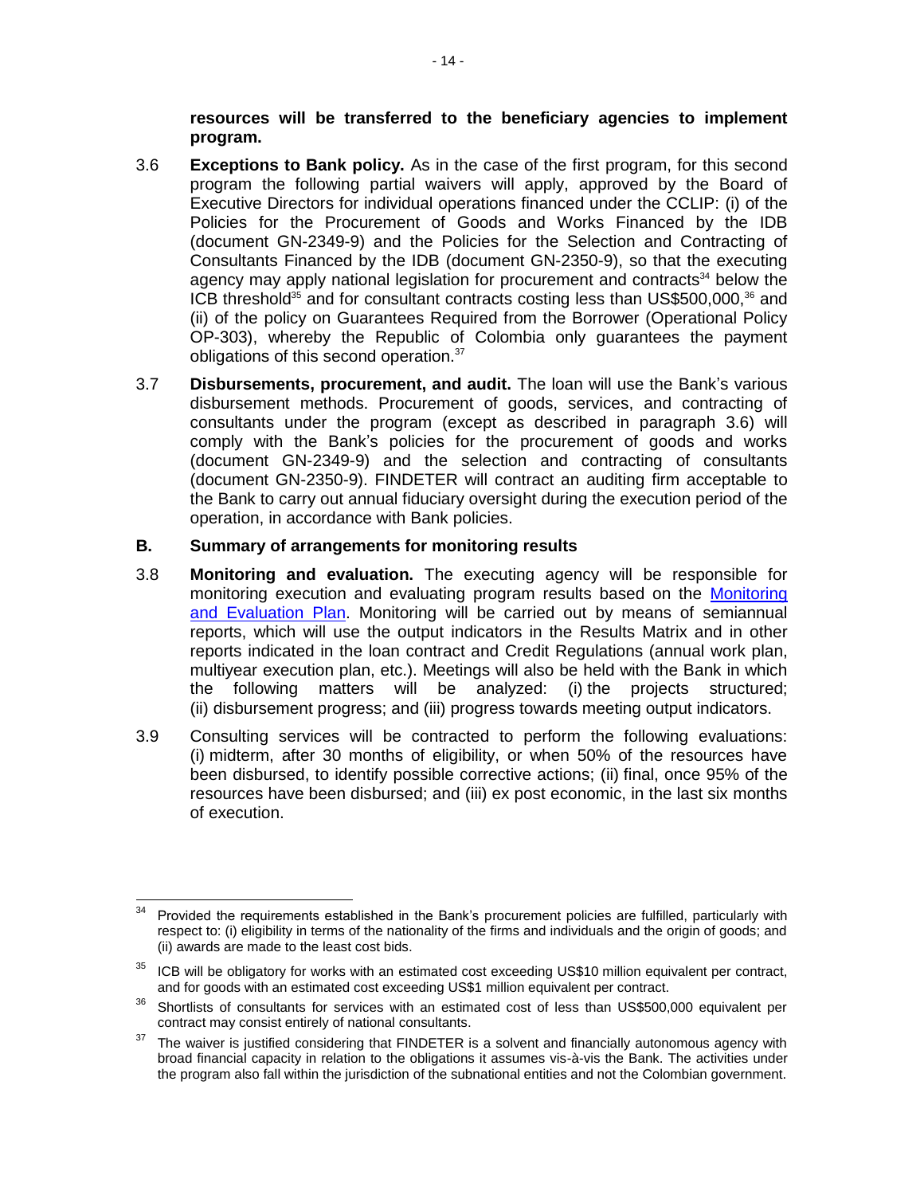**resources will be transferred to the beneficiary agencies to implement program.**

3.6 **Exceptions to Bank policy.** As in the case of the first program, for this second program the following partial waivers will apply, approved by the Board of Executive Directors for individual operations financed under the CCLIP: (i) of the Policies for the Procurement of Goods and Works Financed by the IDB (document GN-2349-9) and the Policies for the Selection and Contracting of Consultants Financed by the IDB (document GN-2350-9), so that the executing agency may apply national legislation for procurement and contracts[34] below the ICB threshold[35] and for consultant contracts costing less than US$500,000,[36] and (ii) of the policy on Guarantees Required from the Borrower (Operational Policy OP-303), whereby the Republic of Colombia only guarantees the payment obligations of this second operation.[37]

3.7 **Disbursements, procurement, and audit.** The loan will use the Bank's various disbursement methods. Procurement of goods, services, and contracting of consultants under the program (except as described in paragraph 3.6) will comply with the Bank's policies for the procurement of goods and works (document GN-2349-9) and the selection and contracting of consultants (document GN-2350-9). FINDETER will contract an auditing firm acceptable to the Bank to carry out annual fiduciary oversight during the execution period of the operation, in accordance with Bank policies.

### B. Summary of arrangements for monitoring results

3.8 **Monitoring and evaluation.** The executing agency will be responsible for monitoring execution and evaluating program results based on the Monitoring and Evaluation Plan. Monitoring will be carried out by means of semiannual reports, which will use the output indicators in the Results Matrix and in other reports indicated in the loan contract and Credit Regulations (annual work plan, multiyear execution plan, etc.). Meetings will also be held with the Bank in which the following matters will be analyzed: (i) the projects structured; (ii) disbursement progress; and (iii) progress towards meeting output indicators.

3.9 Consulting services will be contracted to perform the following evaluations: (i) midterm, after 30 months of eligibility, or when 50% of the resources have been disbursed, to identify possible corrective actions; (ii) final, once 95% of the resources have been disbursed; and (iii) ex post economic, in the last six months of execution.

---

[34] Provided the requirements established in the Bank's procurement policies are fulfilled, particularly with respect to: (i) eligibility in terms of the nationality of the firms and individuals and the origin of goods; and (ii) awards are made to the least cost bids.

[35] ICB will be obligatory for works with an estimated cost exceeding US$10 million equivalent per contract, and for goods with an estimated cost exceeding US$1 million equivalent per contract.

[36] Shortlists of consultants for services with an estimated cost of less than US$500,000 equivalent per contract may consist entirely of national consultants.

[37] The waiver is justified considering that FINDETER is a solvent and financially autonomous agency with broad financial capacity in relation to the obligations it assumes vis-à-vis the Bank. The activities under the program also fall within the jurisdiction of the subnational entities and not the Colombian government.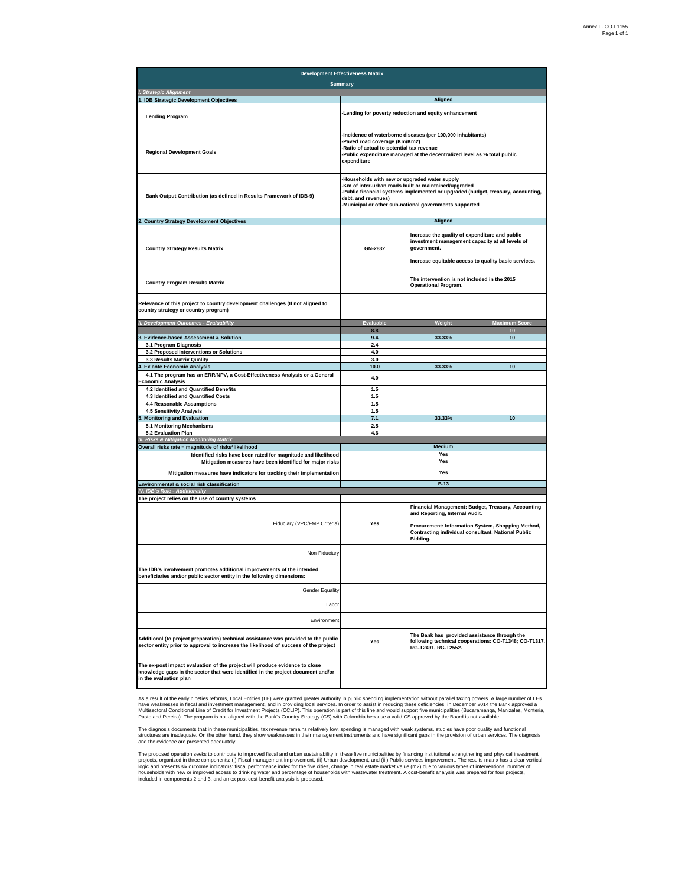| Development Effectiveness Matrix | | | |
|---|---|---|---|
| **Summary** | | | |
| *I. Strategic Alignment* | | | |
| **1. IDB Strategic Development Objectives** | **Aligned** | | |
| **Lending Program** | -Lending for poverty reduction and equity enhancement | | |
| **Regional Development Goals** | -Incidence of waterborne diseases (per 100,000 inhabitants)<br>-Paved road coverage (Km/Km2)<br>-Ratio of actual to potential tax revenue<br>-Public expenditure managed at the decentralized level as % total public expenditure | | |
| **Bank Output Contribution (as defined in Results Framework of IDB-9)** | -Households with new or upgraded water supply<br>-Km of inter-urban roads built or maintained/upgraded<br>-Public financial systems implemented or upgraded (budget, treasury, accounting, debt, and revenues)<br>-Municipal or other sub-national governments supported | | |
| **2. Country Strategy Development Objectives** | **Aligned** | | |
| **Country Strategy Results Matrix** | GN-2832 | Increase the quality of expenditure and public investment management capacity at all levels of government.<br><br>Increase equitable access to quality basic services. | |
| **Country Program Results Matrix** | | The intervention is not included in the 2015 Operational Program. | |
| **Relevance of this project to country development challenges (If not aligned to country strategy or country program)** | | | |
| *II. Development Outcomes - Evaluability* | **Evaluable** | **Weight** | **Maximum Score** |
| | 8.8 | | 10 |
| **3. Evidence-based Assessment & Solution** | 9.4 | 33.33% | 10 |
| 3.1 Program Diagnosis | 2.4 | | |
| 3.2 Proposed Interventions or Solutions | 4.0 | | |
| 3.3 Results Matrix Quality | 3.0 | | |
| **4. Ex ante Economic Analysis** | 10.0 | 33.33% | 10 |
| 4.1 The program has an ERR/NPV, a Cost-Effectiveness Analysis or a General Economic Analysis | 4.0 | | |
| 4.2 Identified and Quantified Benefits | 1.5 | | |
| 4.3 Identified and Quantified Costs | 1.5 | | |
| 4.4 Reasonable Assumptions | 1.5 | | |
| 4.5 Sensitivity Analysis | 1.5 | | |
| **5. Monitoring and Evaluation** | 7.1 | 33.33% | 10 |
| 5.1 Monitoring Mechanisms | 2.5 | | |
| 5.2 Evaluation Plan | 4.6 | | |
| *III. Risks & Mitigation Monitoring Matrix* | | | |
| **Overall risks rate = magnitude of risks\*likelihood** | **Medium** | | |
| Identified risks have been rated for magnitude and likelihood | Yes | | |
| Mitigation measures have been identified for major risks | Yes | | |
| Mitigation measures have indicators for tracking their implementation | Yes | | |
| **Environmental & social risk classification** | **B.13** | | |
| *IV. IDB´s Role - Additionality* | | | |
| **The project relies on the use of country systems** | | | |
| Fiduciary (VPC/FMP Criteria) | Yes | Financial Management: Budget, Treasury, Accounting and Reporting, Internal Audit.<br><br>Procurement: Information System, Shopping Method, Contracting individual consultant, National Public Bidding. | |
| Non-Fiduciary | | | |
| **The IDB's involvement promotes additional improvements of the intended beneficiaries and/or public sector entity in the following dimensions:** | | | |
| Gender Equality | | | |
| Labor | | | |
| Environment | | | |
| **Additional (to project preparation) technical assistance was provided to the public sector entity prior to approval to increase the likelihood of success of the project** | Yes | The Bank has provided assistance through the following technical cooperations: CO-T1348; CO-T1317, RG-T2491, RG-T2552. | |
| **The ex-post impact evaluation of the project will produce evidence to close knowledge gaps in the sector that were identified in the project document and/or in the evaluation plan** | | | |

As a result of the early nineties reforms, Local Entities (LE) were granted greater authority in public spending implementation without parallel taxing powers. A large number of LEs have weaknesses in fiscal and investment management, and in providing local services. In order to assist in reducing these deficiencies, in December 2014 the Bank approved a Multisectoral Conditional Line of Credit for Investment Projects (CCLIP). This operation is part of this line and would support five municipalities (Bucaramanga, Manizales, Monteria, Pasto and Pereira). The program is not aligned with the Bank's Country Strategy (CS) with Colombia because a valid CS approved by the Board is not available.

The diagnosis documents that in these municipalities, tax revenue remains relatively low, spending is managed with weak systems, studies have poor quality and functional structures are inadequate. On the other hand, they show weaknesses in their management instruments and have significant gaps in the provision of urban services. The diagnosis and the evidence are presented adequately.

The proposed operation seeks to contribute to improved fiscal and urban sustainability in these five municipalities by financing institutional strengthening and physical investment projects, organized in three components: (i) Fiscal management improvement, (ii) Urban development, and (iii) Public services improvement. The results matrix has a clear vertical logic and presents six outcome indicators: fiscal performance index for the five cities, change in real estate market value (m2) due to various types of interventions, number of households with new or improved access to drinking water and percentage of households with wastewater treatment. A cost-benefit analysis was prepared for four projects, included in components 2 and 3, and an ex post cost-benefit analysis is proposed.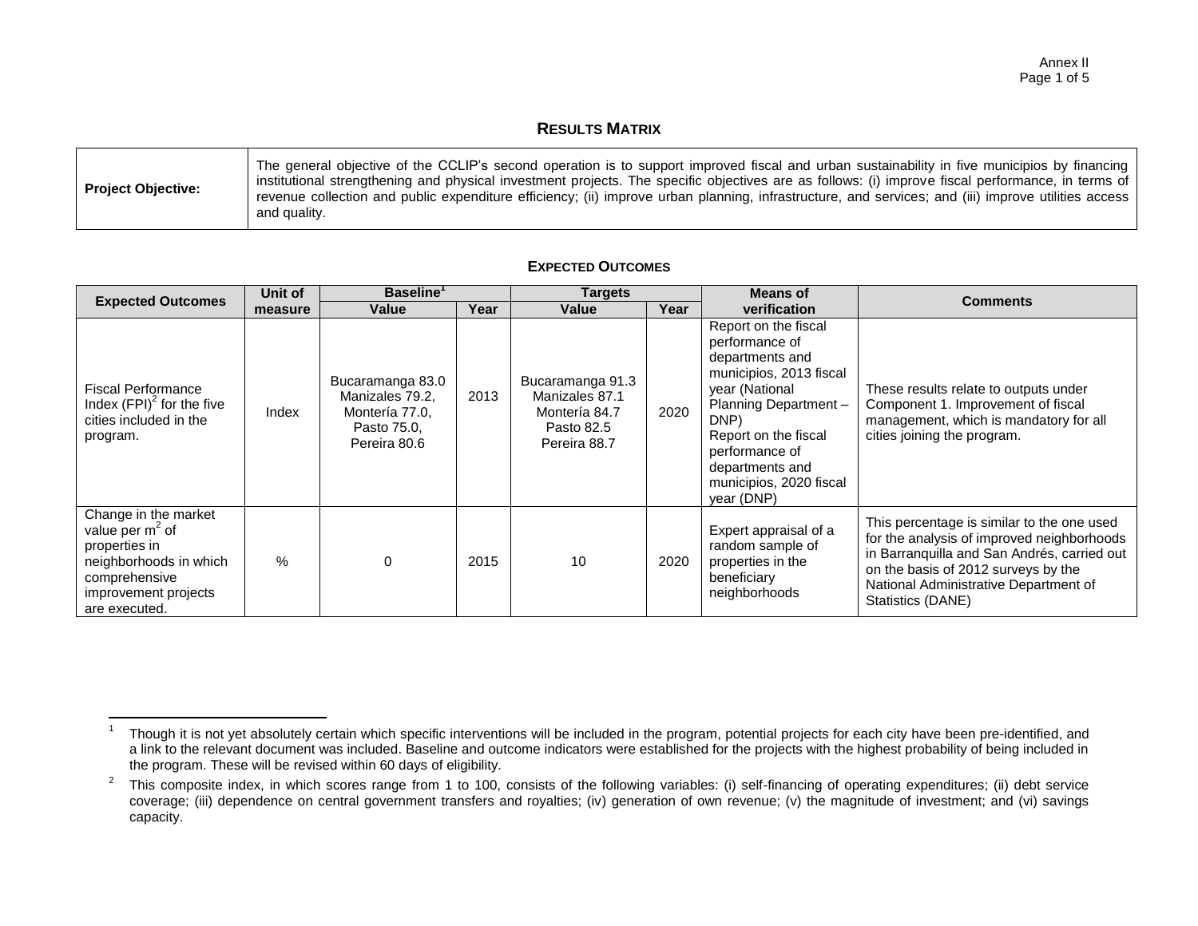## RESULTS MATRIX

| **Project Objective:** | The general objective of the CCLIP's second operation is to support improved fiscal and urban sustainability in five municipios by financing institutional strengthening and physical investment projects. The specific objectives are as follows: (i) improve fiscal performance, in terms of revenue collection and public expenditure efficiency; (ii) improve urban planning, infrastructure, and services; and (iii) improve utilities access and quality. |
|---|---|

### EXPECTED OUTCOMES

| Expected Outcomes | Unit of measure | Baseline[1] | | Targets | | Means of verification | Comments |
|---|---|---|---|---|---|---|---|
| | | Value | Year | Value | Year | | |
| Fiscal Performance Index (FPI)[2] for the five cities included in the program. | Index | Bucaramanga 83.0 Manizales 79.2, Montería 77.0, Pasto 75.0, Pereira 80.6 | 2013 | Bucaramanga 91.3 Manizales 87.1 Montería 84.7 Pasto 82.5 Pereira 88.7 | 2020 | Report on the fiscal performance of departments and municipios, 2013 fiscal year (National Planning Department – DNP) Report on the fiscal performance of departments and municipios, 2020 fiscal year (DNP) | These results relate to outputs under Component 1. Improvement of fiscal management, which is mandatory for all cities joining the program. |
| Change in the market value per $m^2$ of properties in neighborhoods in which comprehensive improvement projects are executed. | % | 0 | 2015 | 10 | 2020 | Expert appraisal of a random sample of properties in the beneficiary neighborhoods | This percentage is similar to the one used for the analysis of improved neighborhoods in Barranquilla and San Andrés, carried out on the basis of 2012 surveys by the National Administrative Department of Statistics (DANE) |

[1] Though it is not yet absolutely certain which specific interventions will be included in the program, potential projects for each city have been pre-identified, and a link to the relevant document was included. Baseline and outcome indicators were established for the projects with the highest probability of being included in the program. These will be revised within 60 days of eligibility.

[2] This composite index, in which scores range from 1 to 100, consists of the following variables: (i) self-financing of operating expenditures; (ii) debt service coverage; (iii) dependence on central government transfers and royalties; (iv) generation of own revenue; (v) the magnitude of investment; and (vi) savings capacity.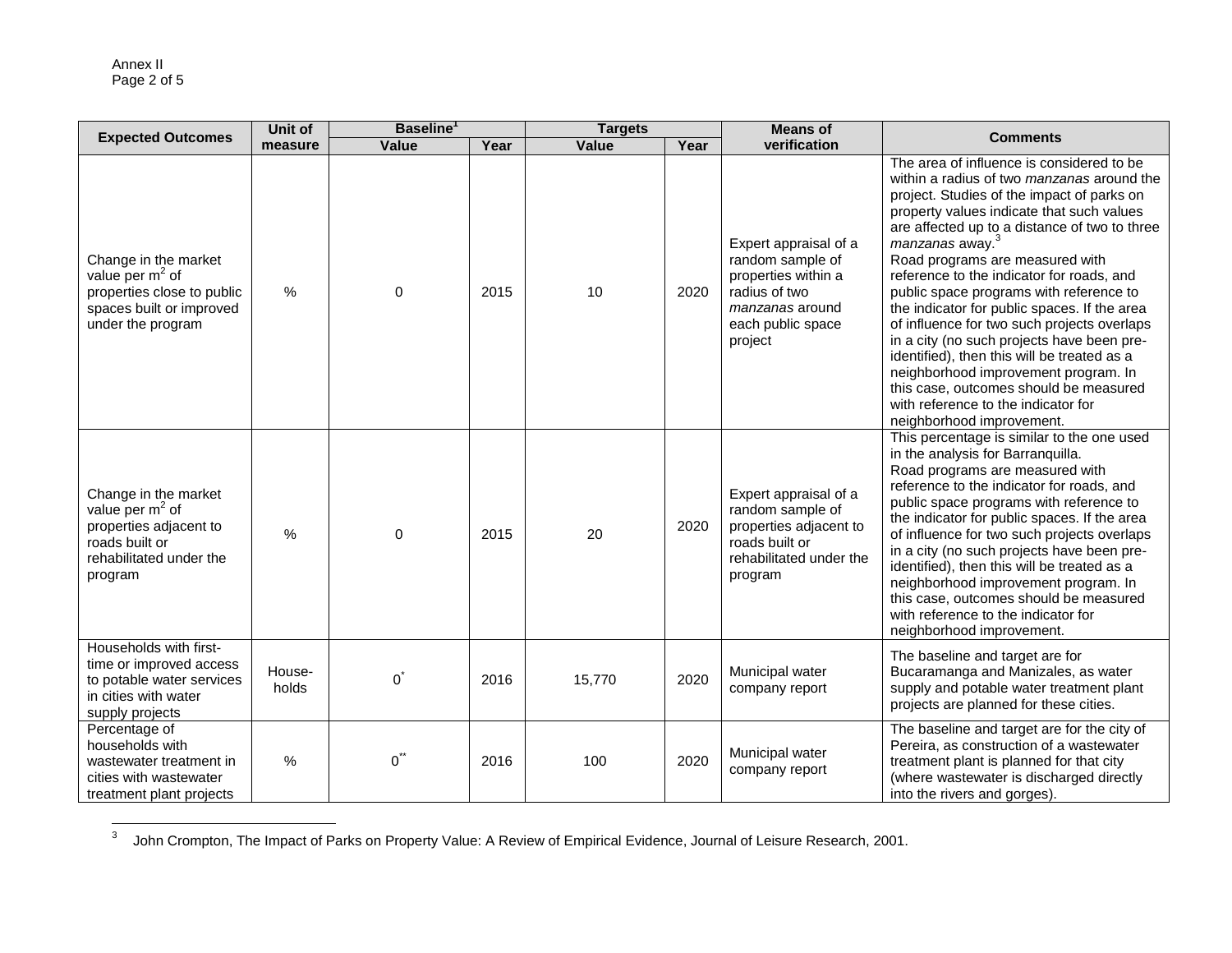| Expected Outcomes | Unit of measure | Baseline[1] | | Targets | | Means of verification | Comments |
|---|---|---|---|---|---|---|---|
| | | Value | Year | Value | Year | | |
| Change in the market value per $m^2$ of properties close to public spaces built or improved under the program | % | 0 | 2015 | 10 | 2020 | Expert appraisal of a random sample of properties within a radius of two *manzanas* around each public space project | The area of influence is considered to be within a radius of two *manzanas* around the project. Studies of the impact of parks on property values indicate that such values are affected up to a distance of two to three *manzanas* away.[3] Road programs are measured with reference to the indicator for roads, and public space programs with reference to the indicator for public spaces. If the area of influence for two such projects overlaps in a city (no such projects have been pre-identified), then this will be treated as a neighborhood improvement program. In this case, outcomes should be measured with reference to the indicator for neighborhood improvement. |
| Change in the market value per $m^2$ of properties adjacent to roads built or rehabilitated under the program | % | 0 | 2015 | 20 | 2020 | Expert appraisal of a random sample of properties adjacent to roads built or rehabilitated under the program | This percentage is similar to the one used in the analysis for Barranquilla. Road programs are measured with reference to the indicator for roads, and public space programs with reference to the indicator for public spaces. If the area of influence for two such projects overlaps in a city (no such projects have been pre-identified), then this will be treated as a neighborhood improvement program. In this case, outcomes should be measured with reference to the indicator for neighborhood improvement. |
| Households with first-time or improved access to potable water services in cities with water supply projects | House-holds | 0* | 2016 | 15,770 | 2020 | Municipal water company report | The baseline and target are for Bucaramanga and Manizales, as water supply and potable water treatment plant projects are planned for these cities. |
| Percentage of households with wastewater treatment in cities with wastewater treatment plant projects | % | 0** | 2016 | 100 | 2020 | Municipal water company report | The baseline and target are for the city of Pereira, as construction of a wastewater treatment plant is planned for that city (where wastewater is discharged directly into the rivers and gorges). |

[3] John Crompton, The Impact of Parks on Property Value: A Review of Empirical Evidence, Journal of Leisure Research, 2001.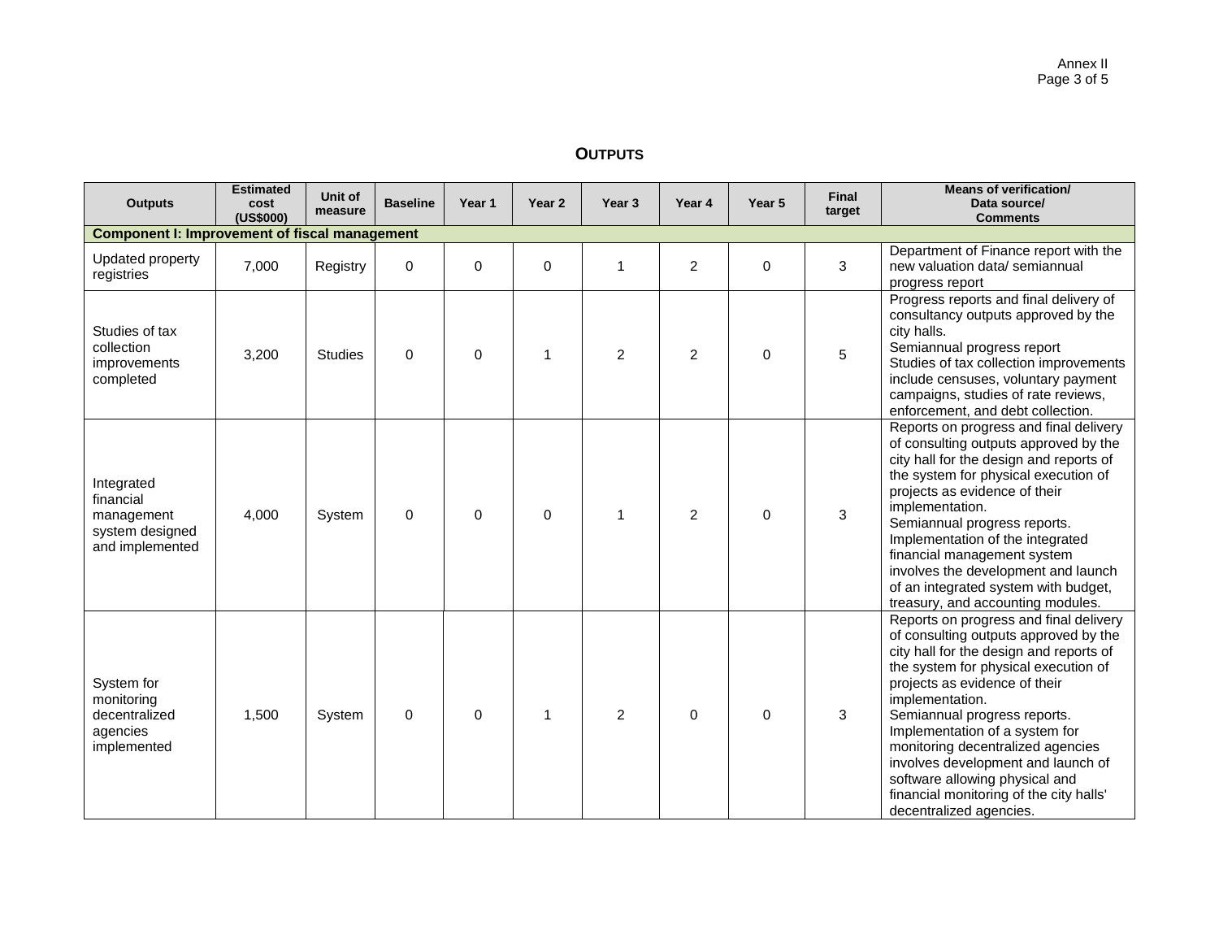## OUTPUTS

| Outputs | Estimated cost (US$000) | Unit of measure | Baseline | Year 1 | Year 2 | Year 3 | Year 4 | Year 5 | Final target | Means of verification/ Data source/ Comments |
|---|---|---|---|---|---|---|---|---|---|---|
| **Component I: Improvement of fiscal management** | | | | | | | | | | |
| Updated property registries | 7,000 | Registry | 0 | 0 | 0 | 1 | 2 | 0 | 3 | Department of Finance report with the new valuation data/ semiannual progress report |
| Studies of tax collection improvements completed | 3,200 | Studies | 0 | 0 | 1 | 2 | 2 | 0 | 5 | Progress reports and final delivery of consultancy outputs approved by the city halls. Semiannual progress report Studies of tax collection improvements include censuses, voluntary payment campaigns, studies of rate reviews, enforcement, and debt collection. |
| Integrated financial management system designed and implemented | 4,000 | System | 0 | 0 | 0 | 1 | 2 | 0 | 3 | Reports on progress and final delivery of consulting outputs approved by the city hall for the design and reports of the system for physical execution of projects as evidence of their implementation. Semiannual progress reports. Implementation of the integrated financial management system involves the development and launch of an integrated system with budget, treasury, and accounting modules. |
| System for monitoring decentralized agencies implemented | 1,500 | System | 0 | 0 | 1 | 2 | 0 | 0 | 3 | Reports on progress and final delivery of consulting outputs approved by the city hall for the design and reports of the system for physical execution of projects as evidence of their implementation. Semiannual progress reports. Implementation of a system for monitoring decentralized agencies involves development and launch of software allowing physical and financial monitoring of the city halls' decentralized agencies. |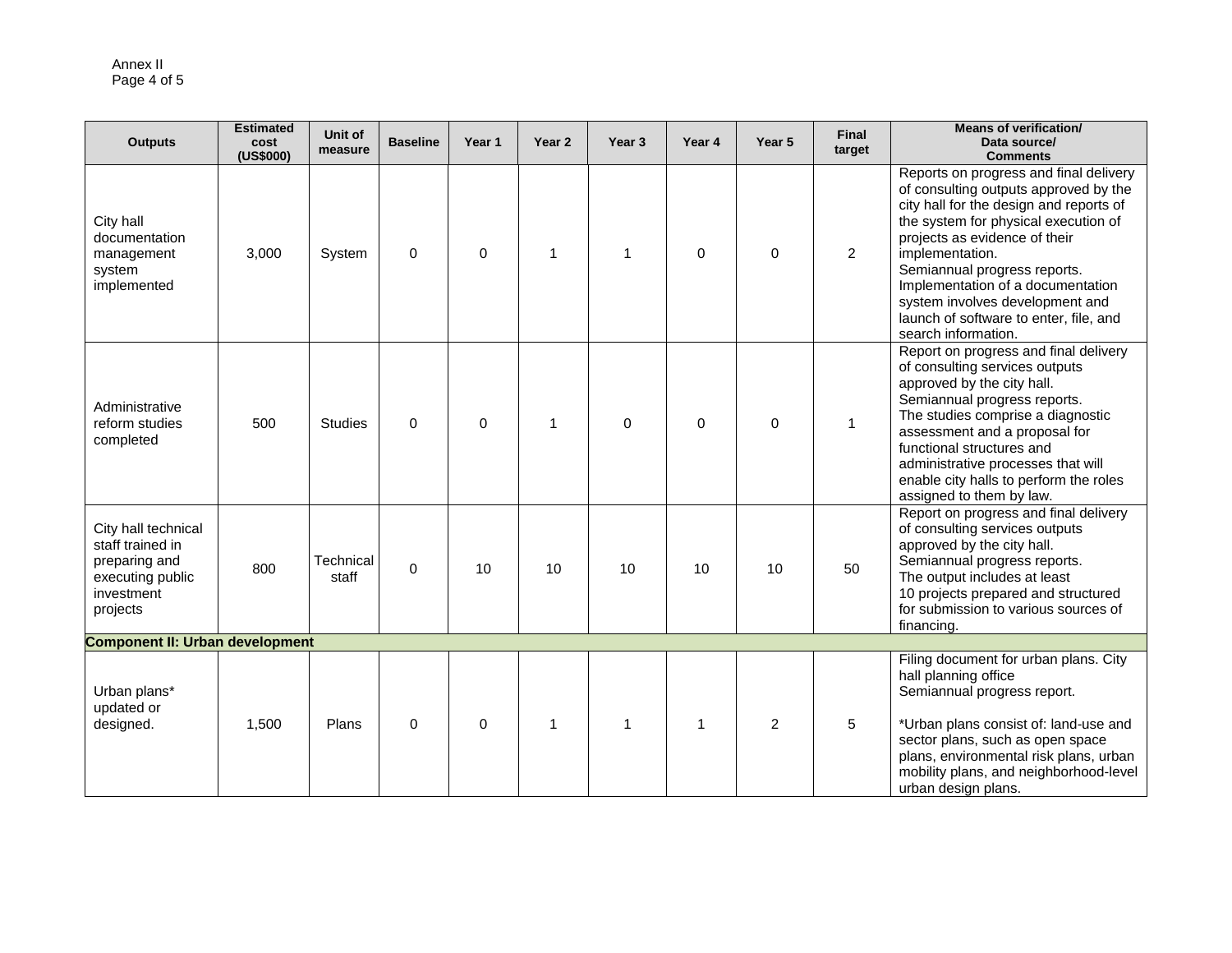| Outputs | Estimated cost (US$000) | Unit of measure | Baseline | Year 1 | Year 2 | Year 3 | Year 4 | Year 5 | Final target | Means of verification/ Data source/ Comments |
|---|---|---|---|---|---|---|---|---|---|---|
| City hall documentation management system implemented | 3,000 | System | 0 | 0 | 1 | 1 | 0 | 0 | 2 | Reports on progress and final delivery of consulting outputs approved by the city hall for the design and reports of the system for physical execution of projects as evidence of their implementation. Semiannual progress reports. Implementation of a documentation system involves development and launch of software to enter, file, and search information. |
| Administrative reform studies completed | 500 | Studies | 0 | 0 | 1 | 0 | 0 | 0 | 1 | Report on progress and final delivery of consulting services outputs approved by the city hall. Semiannual progress reports. The studies comprise a diagnostic assessment and a proposal for functional structures and administrative processes that will enable city halls to perform the roles assigned to them by law. |
| City hall technical staff trained in preparing and executing public investment projects | 800 | Technical staff | 0 | 10 | 10 | 10 | 10 | 10 | 50 | Report on progress and final delivery of consulting services outputs approved by the city hall. Semiannual progress reports. The output includes at least 10 projects prepared and structured for submission to various sources of financing. |
| **Component II: Urban development** | | | | | | | | | | |
| Urban plans* updated or designed. | 1,500 | Plans | 0 | 0 | 1 | 1 | 1 | 2 | 5 | Filing document for urban plans. City hall planning office Semiannual progress report. *Urban plans consist of: land-use and sector plans, such as open space plans, environmental risk plans, urban mobility plans, and neighborhood-level urban design plans. |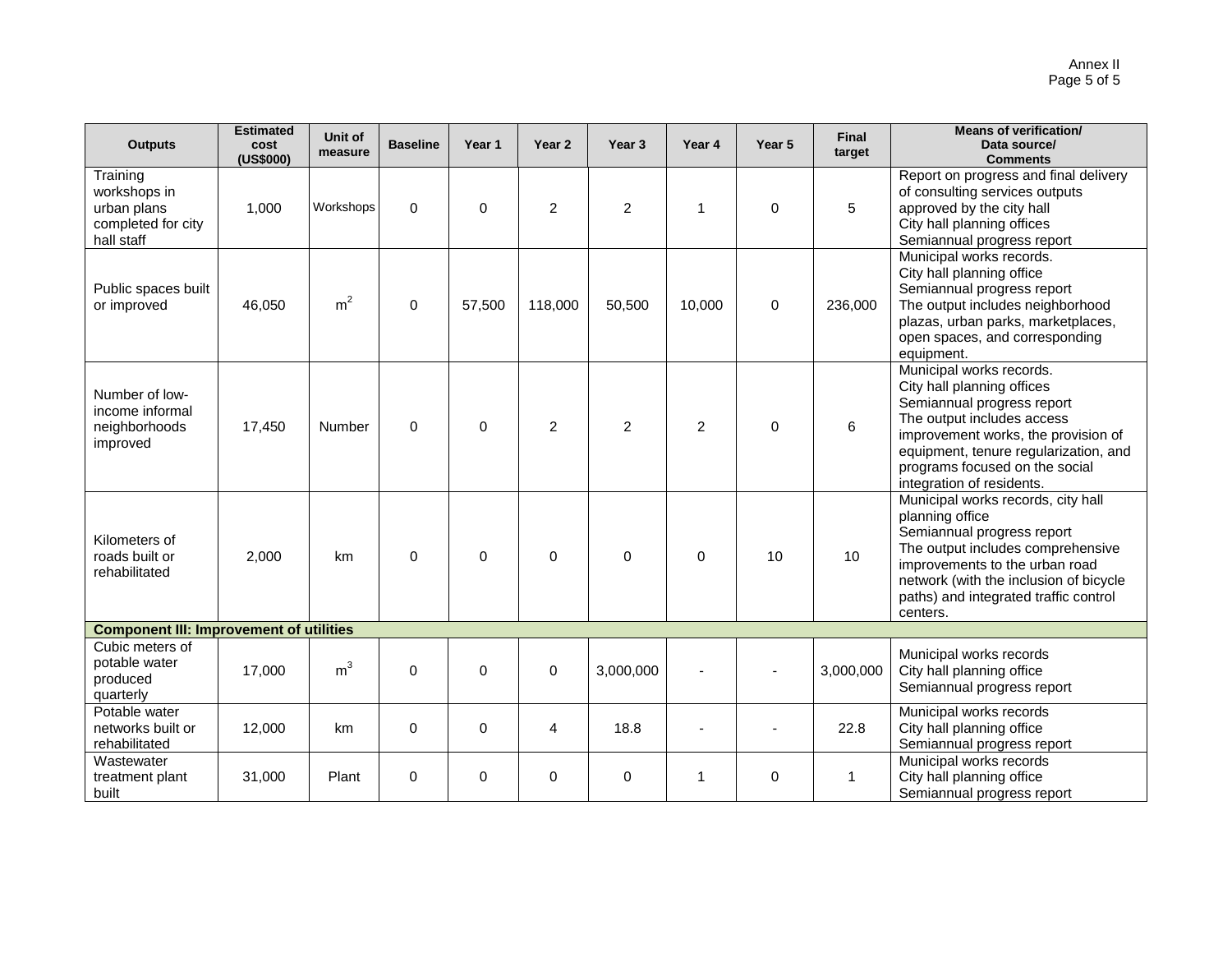| Outputs | Estimated cost (US$000) | Unit of measure | Baseline | Year 1 | Year 2 | Year 3 | Year 4 | Year 5 | Final target | Means of verification/ Data source/ Comments |
|---|---|---|---|---|---|---|---|---|---|---|
| Training workshops in urban plans completed for city hall staff | 1,000 | Workshops | 0 | 0 | 2 | 2 | 1 | 0 | 5 | Report on progress and final delivery of consulting services outputs approved by the city hall<br>City hall planning offices<br>Semiannual progress report |
| Public spaces built or improved | 46,050 | $m^2$ | 0 | 57,500 | 118,000 | 50,500 | 10,000 | 0 | 236,000 | Municipal works records.<br>City hall planning office<br>Semiannual progress report<br>The output includes neighborhood plazas, urban parks, marketplaces, open spaces, and corresponding equipment. |
| Number of low-income informal neighborhoods improved | 17,450 | Number | 0 | 0 | 2 | 2 | 2 | 0 | 6 | Municipal works records.<br>City hall planning offices<br>Semiannual progress report<br>The output includes access improvement works, the provision of equipment, tenure regularization, and programs focused on the social integration of residents. |
| Kilometers of roads built or rehabilitated | 2,000 | km | 0 | 0 | 0 | 0 | 0 | 10 | 10 | Municipal works records, city hall planning office<br>Semiannual progress report<br>The output includes comprehensive improvements to the urban road network (with the inclusion of bicycle paths) and integrated traffic control centers. |
| **Component III: Improvement of utilities** | | | | | | | | | | |
| Cubic meters of potable water produced quarterly | 17,000 | $m^3$ | 0 | 0 | 0 | 3,000,000 | - | - | 3,000,000 | Municipal works records<br>City hall planning office<br>Semiannual progress report |
| Potable water networks built or rehabilitated | 12,000 | km | 0 | 0 | 4 | 18.8 | - | - | 22.8 | Municipal works records<br>City hall planning office<br>Semiannual progress report |
| Wastewater treatment plant built | 31,000 | Plant | 0 | 0 | 0 | 0 | 1 | 0 | 1 | Municipal works records<br>City hall planning office<br>Semiannual progress report |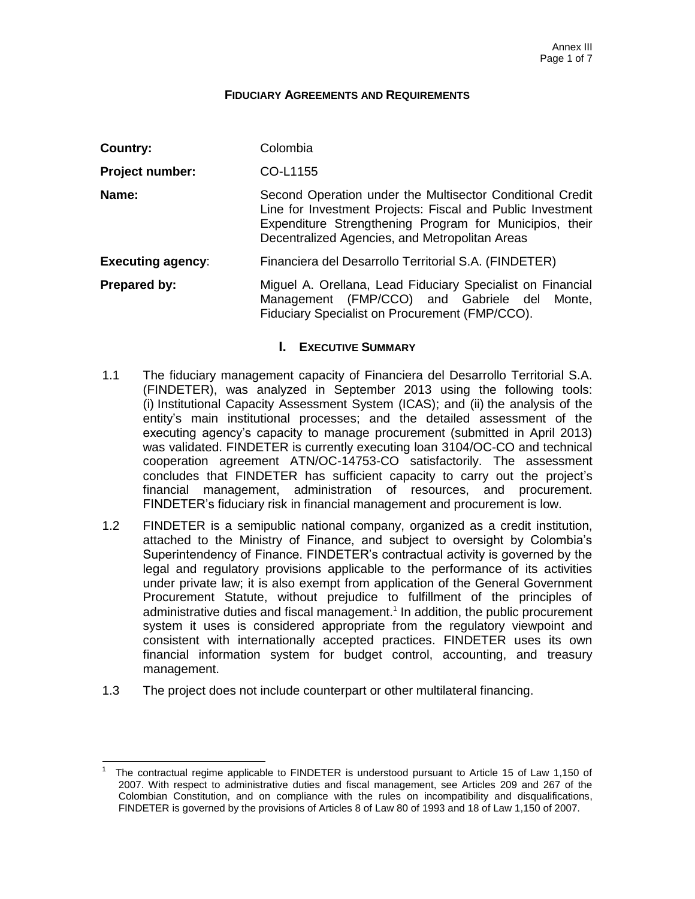# FIDUCIARY AGREEMENTS AND REQUIREMENTS

| | |
|---|---|
| **Country:** | Colombia |
| **Project number:** | CO-L1155 |
| **Name:** | Second Operation under the Multisector Conditional Credit Line for Investment Projects: Fiscal and Public Investment Expenditure Strengthening Program for Municipios, their Decentralized Agencies, and Metropolitan Areas |
| **Executing agency:** | Financiera del Desarrollo Territorial S.A. (FINDETER) |
| **Prepared by:** | Miguel A. Orellana, Lead Fiduciary Specialist on Financial Management (FMP/CCO) and Gabriele del Monte, Fiduciary Specialist on Procurement (FMP/CCO). |

## I. EXECUTIVE SUMMARY

1.1 The fiduciary management capacity of Financiera del Desarrollo Territorial S.A. (FINDETER), was analyzed in September 2013 using the following tools: (i) Institutional Capacity Assessment System (ICAS); and (ii) the analysis of the entity's main institutional processes; and the detailed assessment of the executing agency's capacity to manage procurement (submitted in April 2013) was validated. FINDETER is currently executing loan 3104/OC-CO and technical cooperation agreement ATN/OC-14753-CO satisfactorily. The assessment concludes that FINDETER has sufficient capacity to carry out the project's financial management, administration of resources, and procurement. FINDETER's fiduciary risk in financial management and procurement is low.

1.2 FINDETER is a semipublic national company, organized as a credit institution, attached to the Ministry of Finance, and subject to oversight by Colombia's Superintendency of Finance. FINDETER's contractual activity is governed by the legal and regulatory provisions applicable to the performance of its activities under private law; it is also exempt from application of the General Government Procurement Statute, without prejudice to fulfillment of the principles of administrative duties and fiscal management.[1] In addition, the public procurement system it uses is considered appropriate from the regulatory viewpoint and consistent with internationally accepted practices. FINDETER uses its own financial information system for budget control, accounting, and treasury management.

1.3 The project does not include counterpart or other multilateral financing.

---

[1] The contractual regime applicable to FINDETER is understood pursuant to Article 15 of Law 1,150 of 2007. With respect to administrative duties and fiscal management, see Articles 209 and 267 of the Colombian Constitution, and on compliance with the rules on incompatibility and disqualifications, FINDETER is governed by the provisions of Articles 8 of Law 80 of 1993 and 18 of Law 1,150 of 2007.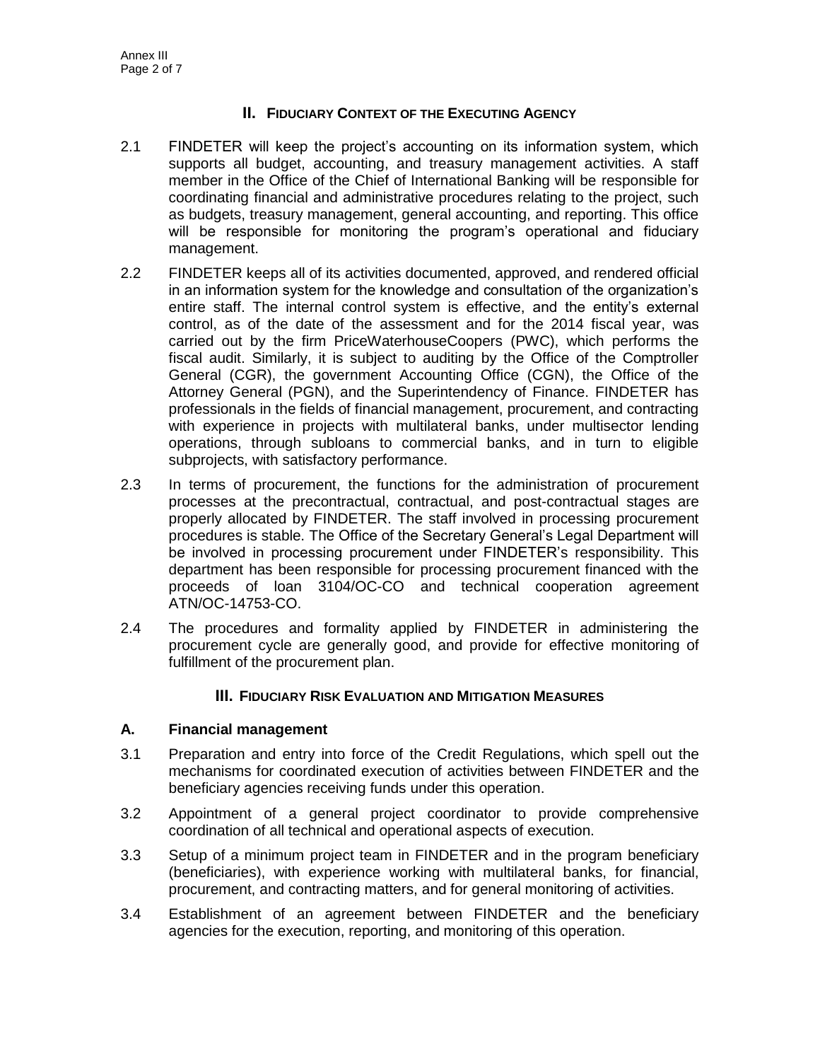## II. FIDUCIARY CONTEXT OF THE EXECUTING AGENCY

2.1 FINDETER will keep the project's accounting on its information system, which supports all budget, accounting, and treasury management activities. A staff member in the Office of the Chief of International Banking will be responsible for coordinating financial and administrative procedures relating to the project, such as budgets, treasury management, general accounting, and reporting. This office will be responsible for monitoring the program's operational and fiduciary management.

2.2 FINDETER keeps all of its activities documented, approved, and rendered official in an information system for the knowledge and consultation of the organization's entire staff. The internal control system is effective, and the entity's external control, as of the date of the assessment and for the 2014 fiscal year, was carried out by the firm PriceWaterhouseCoopers (PWC), which performs the fiscal audit. Similarly, it is subject to auditing by the Office of the Comptroller General (CGR), the government Accounting Office (CGN), the Office of the Attorney General (PGN), and the Superintendency of Finance. FINDETER has professionals in the fields of financial management, procurement, and contracting with experience in projects with multilateral banks, under multisector lending operations, through subloans to commercial banks, and in turn to eligible subprojects, with satisfactory performance.

2.3 In terms of procurement, the functions for the administration of procurement processes at the precontractual, contractual, and post-contractual stages are properly allocated by FINDETER. The staff involved in processing procurement procedures is stable. The Office of the Secretary General's Legal Department will be involved in processing procurement under FINDETER's responsibility. This department has been responsible for processing procurement financed with the proceeds of loan 3104/OC-CO and technical cooperation agreement ATN/OC-14753-CO.

2.4 The procedures and formality applied by FINDETER in administering the procurement cycle are generally good, and provide for effective monitoring of fulfillment of the procurement plan.

## III. FIDUCIARY RISK EVALUATION AND MITIGATION MEASURES

### A. Financial management

3.1 Preparation and entry into force of the Credit Regulations, which spell out the mechanisms for coordinated execution of activities between FINDETER and the beneficiary agencies receiving funds under this operation.

3.2 Appointment of a general project coordinator to provide comprehensive coordination of all technical and operational aspects of execution.

3.3 Setup of a minimum project team in FINDETER and in the program beneficiary (beneficiaries), with experience working with multilateral banks, for financial, procurement, and contracting matters, and for general monitoring of activities.

3.4 Establishment of an agreement between FINDETER and the beneficiary agencies for the execution, reporting, and monitoring of this operation.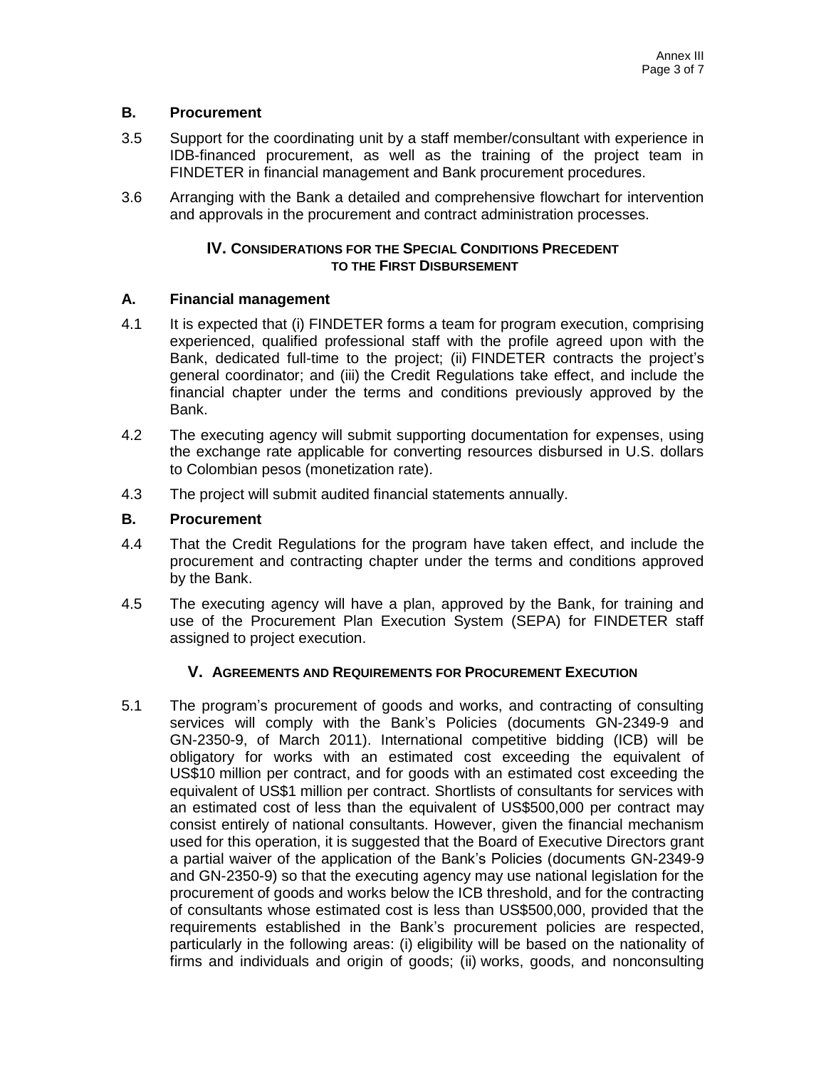### B. Procurement

3.5 Support for the coordinating unit by a staff member/consultant with experience in IDB-financed procurement, as well as the training of the project team in FINDETER in financial management and Bank procurement procedures.

3.6 Arranging with the Bank a detailed and comprehensive flowchart for intervention and approvals in the procurement and contract administration processes.

## IV. Considerations for the Special Conditions Precedent to the First Disbursement

### A. Financial management

4.1 It is expected that (i) FINDETER forms a team for program execution, comprising experienced, qualified professional staff with the profile agreed upon with the Bank, dedicated full-time to the project; (ii) FINDETER contracts the project's general coordinator; and (iii) the Credit Regulations take effect, and include the financial chapter under the terms and conditions previously approved by the Bank.

4.2 The executing agency will submit supporting documentation for expenses, using the exchange rate applicable for converting resources disbursed in U.S. dollars to Colombian pesos (monetization rate).

4.3 The project will submit audited financial statements annually.

### B. Procurement

4.4 That the Credit Regulations for the program have taken effect, and include the procurement and contracting chapter under the terms and conditions approved by the Bank.

4.5 The executing agency will have a plan, approved by the Bank, for training and use of the Procurement Plan Execution System (SEPA) for FINDETER staff assigned to project execution.

## V. Agreements and Requirements for Procurement Execution

5.1 The program's procurement of goods and works, and contracting of consulting services will comply with the Bank's Policies (documents GN-2349-9 and GN-2350-9, of March 2011). International competitive bidding (ICB) will be obligatory for works with an estimated cost exceeding the equivalent of US$10 million per contract, and for goods with an estimated cost exceeding the equivalent of US$1 million per contract. Shortlists of consultants for services with an estimated cost of less than the equivalent of US$500,000 per contract may consist entirely of national consultants. However, given the financial mechanism used for this operation, it is suggested that the Board of Executive Directors grant a partial waiver of the application of the Bank's Policies (documents GN-2349-9 and GN-2350-9) so that the executing agency may use national legislation for the procurement of goods and works below the ICB threshold, and for the contracting of consultants whose estimated cost is less than US$500,000, provided that the requirements established in the Bank's procurement policies are respected, particularly in the following areas: (i) eligibility will be based on the nationality of firms and individuals and origin of goods; (ii) works, goods, and nonconsulting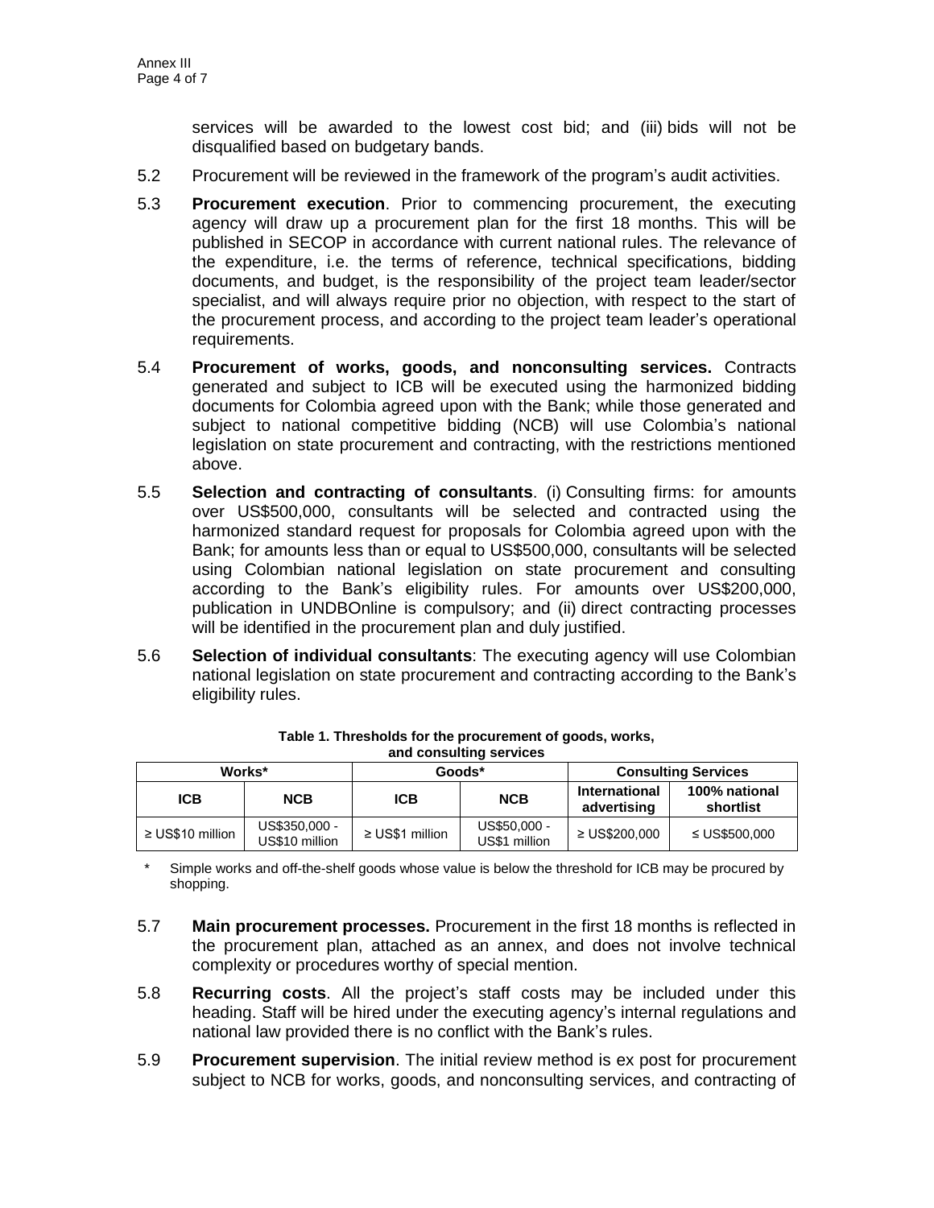services will be awarded to the lowest cost bid; and (iii) bids will not be disqualified based on budgetary bands.

5.2 Procurement will be reviewed in the framework of the program's audit activities.

5.3 **Procurement execution**. Prior to commencing procurement, the executing agency will draw up a procurement plan for the first 18 months. This will be published in SECOP in accordance with current national rules. The relevance of the expenditure, i.e. the terms of reference, technical specifications, bidding documents, and budget, is the responsibility of the project team leader/sector specialist, and will always require prior no objection, with respect to the start of the procurement process, and according to the project team leader's operational requirements.

5.4 **Procurement of works, goods, and nonconsulting services.** Contracts generated and subject to ICB will be executed using the harmonized bidding documents for Colombia agreed upon with the Bank; while those generated and subject to national competitive bidding (NCB) will use Colombia's national legislation on state procurement and contracting, with the restrictions mentioned above.

5.5 **Selection and contracting of consultants**. (i) Consulting firms: for amounts over US$500,000, consultants will be selected and contracted using the harmonized standard request for proposals for Colombia agreed upon with the Bank; for amounts less than or equal to US$500,000, consultants will be selected using Colombian national legislation on state procurement and consulting according to the Bank's eligibility rules. For amounts over US$200,000, publication in UNDBOnline is compulsory; and (ii) direct contracting processes will be identified in the procurement plan and duly justified.

5.6 **Selection of individual consultants**: The executing agency will use Colombian national legislation on state procurement and contracting according to the Bank's eligibility rules.

**Table 1. Thresholds for the procurement of goods, works, and consulting services**

| Works* | | Goods* | | Consulting Services | |
|---|---|---|---|---|---|
| **ICB** | **NCB** | **ICB** | **NCB** | **International advertising** | **100% national shortlist** |
| ≥ US$10 million | US$350,000 - US$10 million | ≥ US$1 million | US$50,000 - US$1 million | ≥ US$200,000 | ≤ US$500,000 |

\* Simple works and off-the-shelf goods whose value is below the threshold for ICB may be procured by shopping.

5.7 **Main procurement processes.** Procurement in the first 18 months is reflected in the procurement plan, attached as an annex, and does not involve technical complexity or procedures worthy of special mention.

5.8 **Recurring costs**. All the project's staff costs may be included under this heading. Staff will be hired under the executing agency's internal regulations and national law provided there is no conflict with the Bank's rules.

5.9 **Procurement supervision**. The initial review method is ex post for procurement subject to NCB for works, goods, and nonconsulting services, and contracting of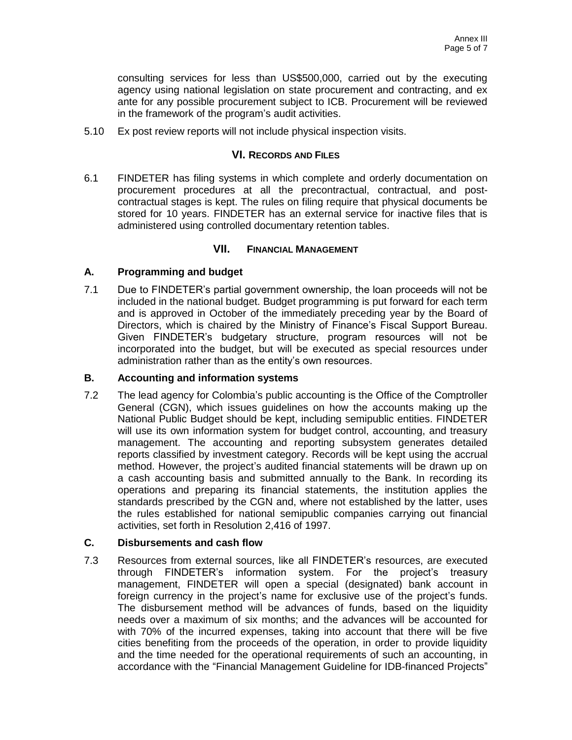consulting services for less than US$500,000, carried out by the executing agency using national legislation on state procurement and contracting, and ex ante for any possible procurement subject to ICB. Procurement will be reviewed in the framework of the program's audit activities.

5.10 Ex post review reports will not include physical inspection visits.

## VI. Records and Files

6.1 FINDETER has filing systems in which complete and orderly documentation on procurement procedures at all the precontractual, contractual, and post-contractual stages is kept. The rules on filing require that physical documents be stored for 10 years. FINDETER has an external service for inactive files that is administered using controlled documentary retention tables.

## VII. Financial Management

### A. Programming and budget

7.1 Due to FINDETER's partial government ownership, the loan proceeds will not be included in the national budget. Budget programming is put forward for each term and is approved in October of the immediately preceding year by the Board of Directors, which is chaired by the Ministry of Finance's Fiscal Support Bureau. Given FINDETER's budgetary structure, program resources will not be incorporated into the budget, but will be executed as special resources under administration rather than as the entity's own resources.

### B. Accounting and information systems

7.2 The lead agency for Colombia's public accounting is the Office of the Comptroller General (CGN), which issues guidelines on how the accounts making up the National Public Budget should be kept, including semipublic entities. FINDETER will use its own information system for budget control, accounting, and treasury management. The accounting and reporting subsystem generates detailed reports classified by investment category. Records will be kept using the accrual method. However, the project's audited financial statements will be drawn up on a cash accounting basis and submitted annually to the Bank. In recording its operations and preparing its financial statements, the institution applies the standards prescribed by the CGN and, where not established by the latter, uses the rules established for national semipublic companies carrying out financial activities, set forth in Resolution 2,416 of 1997.

### C. Disbursements and cash flow

7.3 Resources from external sources, like all FINDETER's resources, are executed through FINDETER's information system. For the project's treasury management, FINDETER will open a special (designated) bank account in foreign currency in the project's name for exclusive use of the project's funds. The disbursement method will be advances of funds, based on the liquidity needs over a maximum of six months; and the advances will be accounted for with 70% of the incurred expenses, taking into account that there will be five cities benefiting from the proceeds of the operation, in order to provide liquidity and the time needed for the operational requirements of such an accounting, in accordance with the "Financial Management Guideline for IDB-financed Projects"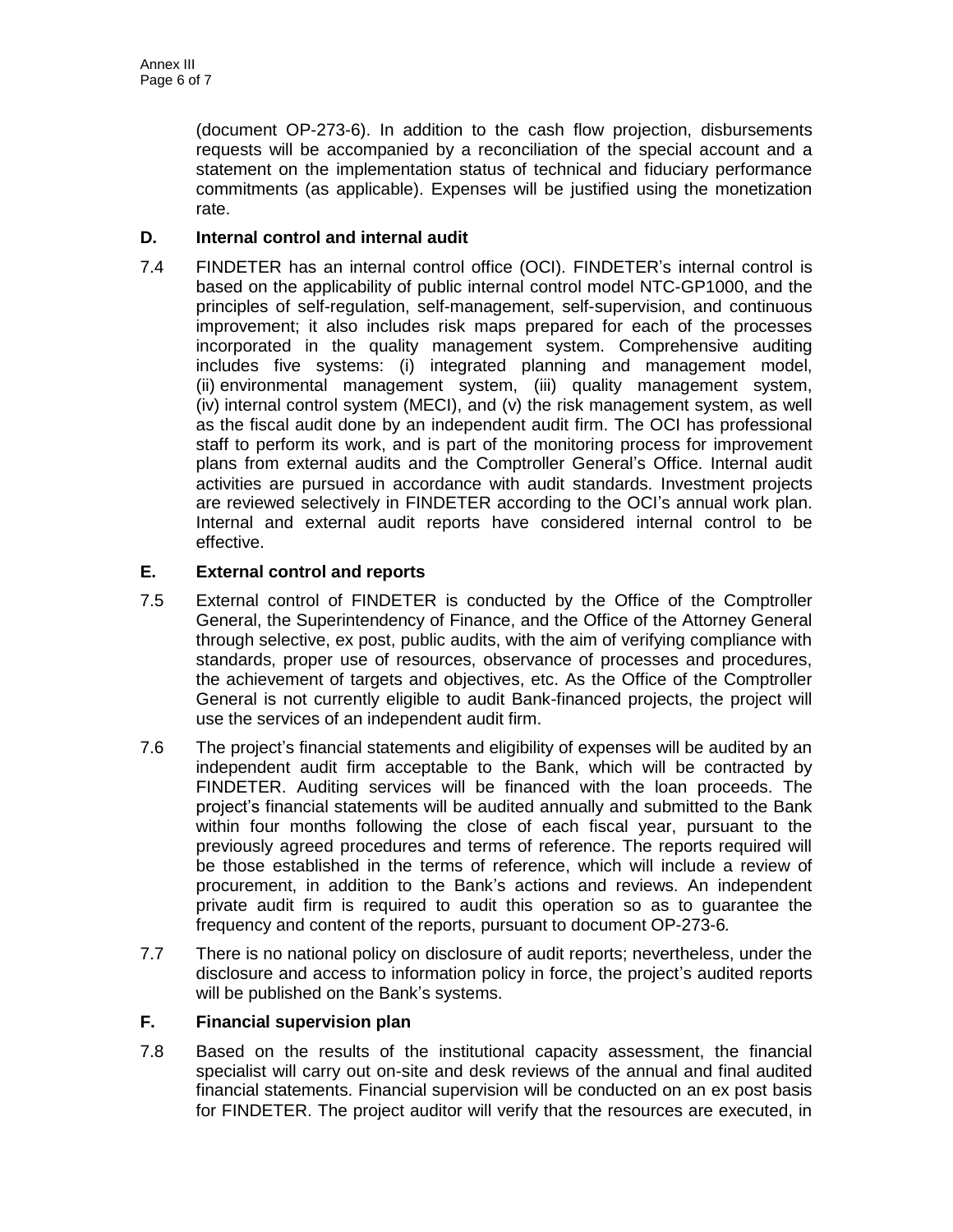(document OP-273-6). In addition to the cash flow projection, disbursements requests will be accompanied by a reconciliation of the special account and a statement on the implementation status of technical and fiduciary performance commitments (as applicable). Expenses will be justified using the monetization rate.

## D. Internal control and internal audit

7.4 FINDETER has an internal control office (OCI). FINDETER's internal control is based on the applicability of public internal control model NTC-GP1000, and the principles of self-regulation, self-management, self-supervision, and continuous improvement; it also includes risk maps prepared for each of the processes incorporated in the quality management system. Comprehensive auditing includes five systems: (i) integrated planning and management model, (ii) environmental management system, (iii) quality management system, (iv) internal control system (MECI), and (v) the risk management system, as well as the fiscal audit done by an independent audit firm. The OCI has professional staff to perform its work, and is part of the monitoring process for improvement plans from external audits and the Comptroller General's Office. Internal audit activities are pursued in accordance with audit standards. Investment projects are reviewed selectively in FINDETER according to the OCI's annual work plan. Internal and external audit reports have considered internal control to be effective.

## E. External control and reports

7.5 External control of FINDETER is conducted by the Office of the Comptroller General, the Superintendency of Finance, and the Office of the Attorney General through selective, ex post, public audits, with the aim of verifying compliance with standards, proper use of resources, observance of processes and procedures, the achievement of targets and objectives, etc. As the Office of the Comptroller General is not currently eligible to audit Bank-financed projects, the project will use the services of an independent audit firm.

7.6 The project's financial statements and eligibility of expenses will be audited by an independent audit firm acceptable to the Bank, which will be contracted by FINDETER. Auditing services will be financed with the loan proceeds. The project's financial statements will be audited annually and submitted to the Bank within four months following the close of each fiscal year, pursuant to the previously agreed procedures and terms of reference. The reports required will be those established in the terms of reference, which will include a review of procurement, in addition to the Bank's actions and reviews. An independent private audit firm is required to audit this operation so as to guarantee the frequency and content of the reports, pursuant to document OP-273-6*.*

7.7 There is no national policy on disclosure of audit reports; nevertheless, under the disclosure and access to information policy in force, the project's audited reports will be published on the Bank's systems.

## F. Financial supervision plan

7.8 Based on the results of the institutional capacity assessment, the financial specialist will carry out on-site and desk reviews of the annual and final audited financial statements. Financial supervision will be conducted on an ex post basis for FINDETER. The project auditor will verify that the resources are executed, in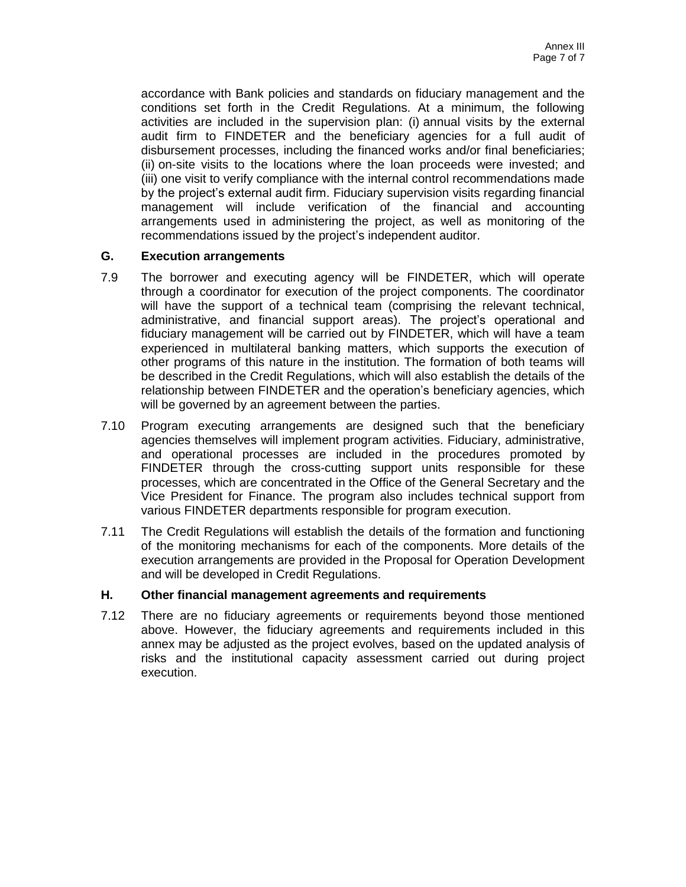accordance with Bank policies and standards on fiduciary management and the conditions set forth in the Credit Regulations. At a minimum, the following activities are included in the supervision plan: (i) annual visits by the external audit firm to FINDETER and the beneficiary agencies for a full audit of disbursement processes, including the financed works and/or final beneficiaries; (ii) on-site visits to the locations where the loan proceeds were invested; and (iii) one visit to verify compliance with the internal control recommendations made by the project's external audit firm. Fiduciary supervision visits regarding financial management will include verification of the financial and accounting arrangements used in administering the project, as well as monitoring of the recommendations issued by the project's independent auditor.

## G. Execution arrangements

7.9 The borrower and executing agency will be FINDETER, which will operate through a coordinator for execution of the project components. The coordinator will have the support of a technical team (comprising the relevant technical, administrative, and financial support areas). The project's operational and fiduciary management will be carried out by FINDETER, which will have a team experienced in multilateral banking matters, which supports the execution of other programs of this nature in the institution. The formation of both teams will be described in the Credit Regulations, which will also establish the details of the relationship between FINDETER and the operation's beneficiary agencies, which will be governed by an agreement between the parties.

7.10 Program executing arrangements are designed such that the beneficiary agencies themselves will implement program activities. Fiduciary, administrative, and operational processes are included in the procedures promoted by FINDETER through the cross-cutting support units responsible for these processes, which are concentrated in the Office of the General Secretary and the Vice President for Finance. The program also includes technical support from various FINDETER departments responsible for program execution.

7.11 The Credit Regulations will establish the details of the formation and functioning of the monitoring mechanisms for each of the components. More details of the execution arrangements are provided in the Proposal for Operation Development and will be developed in Credit Regulations.

## H. Other financial management agreements and requirements

7.12 There are no fiduciary agreements or requirements beyond those mentioned above. However, the fiduciary agreements and requirements included in this annex may be adjusted as the project evolves, based on the updated analysis of risks and the institutional capacity assessment carried out during project execution.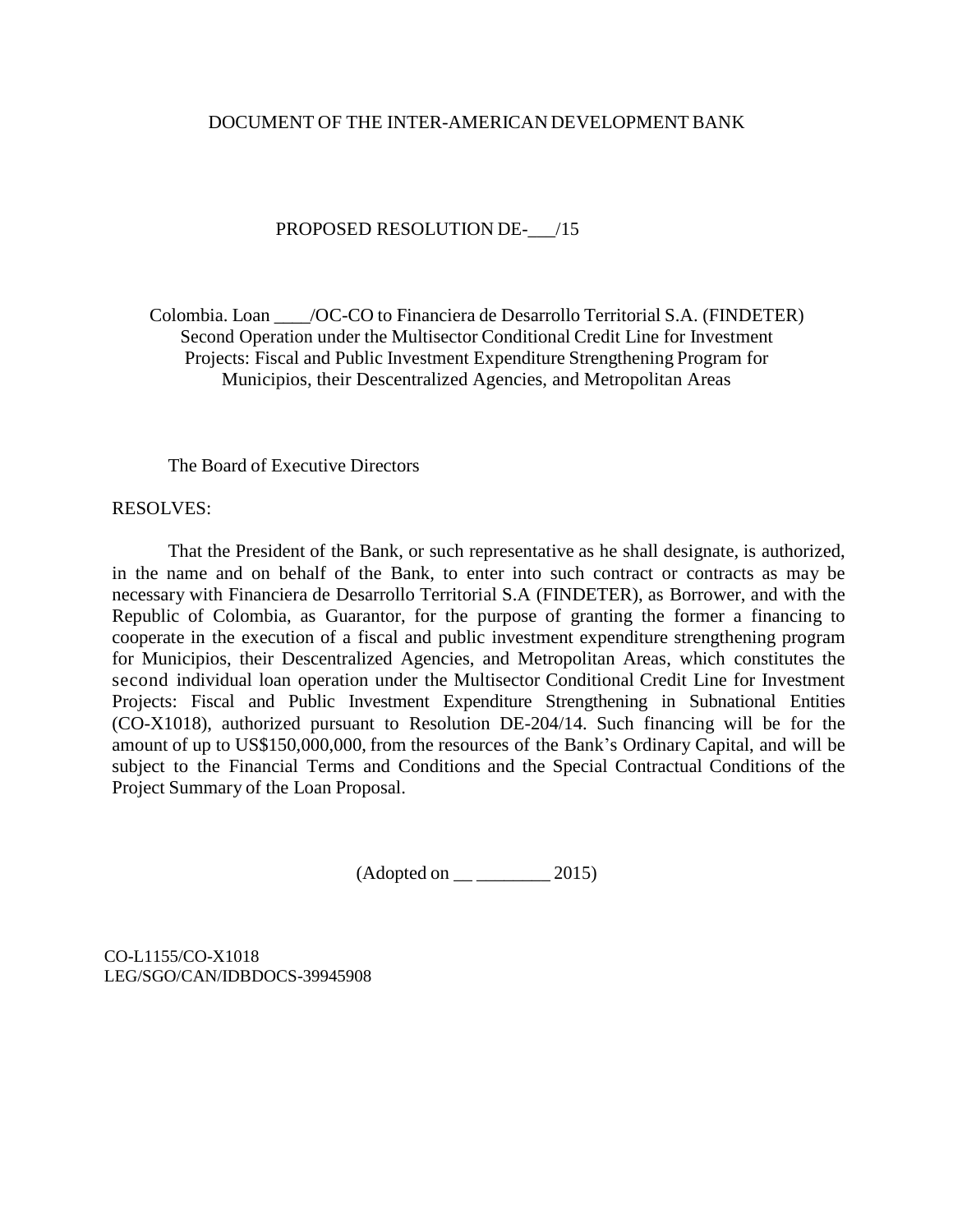DOCUMENT OF THE INTER-AMERICAN DEVELOPMENT BANK

PROPOSED RESOLUTION DE-___/15

Colombia. Loan ____/OC-CO to Financiera de Desarrollo Territorial S.A. (FINDETER) Second Operation under the Multisector Conditional Credit Line for Investment Projects: Fiscal and Public Investment Expenditure Strengthening Program for Municipios, their Descentralized Agencies, and Metropolitan Areas

The Board of Executive Directors

RESOLVES:

That the President of the Bank, or such representative as he shall designate, is authorized, in the name and on behalf of the Bank, to enter into such contract or contracts as may be necessary with Financiera de Desarrollo Territorial S.A (FINDETER), as Borrower, and with the Republic of Colombia, as Guarantor, for the purpose of granting the former a financing to cooperate in the execution of a fiscal and public investment expenditure strengthening program for Municipios, their Descentralized Agencies, and Metropolitan Areas, which constitutes the second individual loan operation under the Multisector Conditional Credit Line for Investment Projects: Fiscal and Public Investment Expenditure Strengthening in Subnational Entities (CO-X1018), authorized pursuant to Resolution DE-204/14. Such financing will be for the amount of up to US$150,000,000, from the resources of the Bank's Ordinary Capital, and will be subject to the Financial Terms and Conditions and the Special Contractual Conditions of the Project Summary of the Loan Proposal.

(Adopted on __ ________ 2015)

CO-L1155/CO-X1018
LEG/SGO/CAN/IDBDOCS-39945908